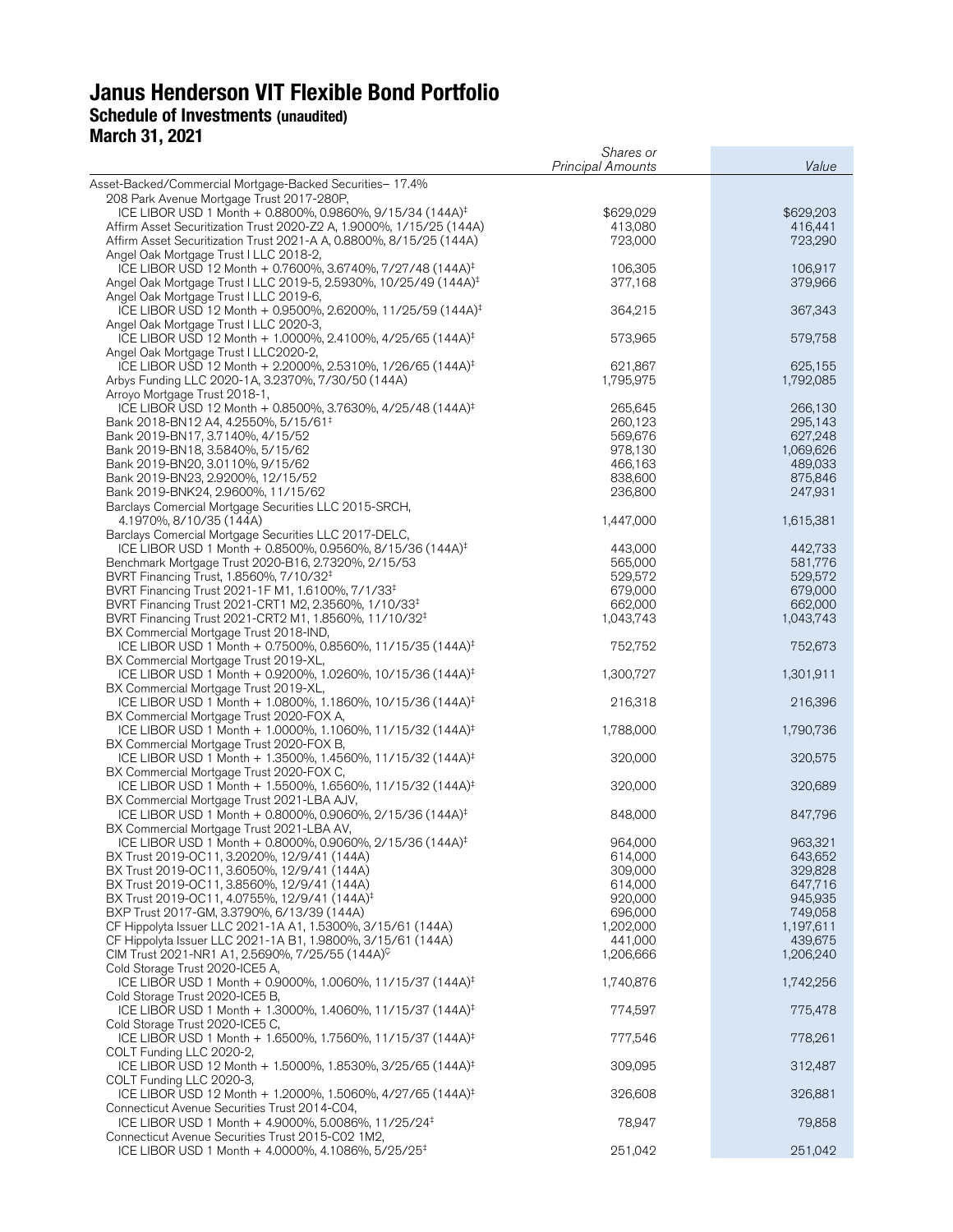# Janus Henderson VIT Flexible Bond Portfolio
## Schedule of Investments (unaudited)
## March 31, 2021

| | *Shares or Principal Amounts* | *Value* |
|---|---|---|
| Asset-Backed/Commercial Mortgage-Backed Securities– 17.4% | | |
| 208 Park Avenue Mortgage Trust 2017-280P, ICE LIBOR USD 1 Month + 0.8800%, 0.9860%, 9/15/34 (144A)‡ | $629,029 | $629,203 |
| Affirm Asset Securitization Trust 2020-Z2 A, 1.9000%, 1/15/25 (144A) | 413,080 | 416,441 |
| Affirm Asset Securitization Trust 2021-A A, 0.8800%, 8/15/25 (144A) | 723,000 | 723,290 |
| Angel Oak Mortgage Trust I LLC 2018-2, ICE LIBOR USD 12 Month + 0.7600%, 3.6740%, 7/27/48 (144A)‡ | 106,305 | 106,917 |
| Angel Oak Mortgage Trust I LLC 2019-5, 2.5930%, 10/25/49 (144A)‡ | 377,168 | 379,966 |
| Angel Oak Mortgage Trust I LLC 2019-6, ICE LIBOR USD 12 Month + 0.9500%, 2.6200%, 11/25/59 (144A)‡ | 364,215 | 367,343 |
| Angel Oak Mortgage Trust I LLC 2020-3, ICE LIBOR USD 12 Month + 1.0000%, 2.4100%, 4/25/65 (144A)‡ | 573,965 | 579,758 |
| Angel Oak Mortgage Trust I LLC2020-2, ICE LIBOR USD 12 Month + 2.2000%, 2.5310%, 1/26/65 (144A)‡ | 621,867 | 625,155 |
| Arbys Funding LLC 2020-1A, 3.2370%, 7/30/50 (144A) | 1,795,975 | 1,792,085 |
| Arroyo Mortgage Trust 2018-1, ICE LIBOR USD 12 Month + 0.8500%, 3.7630%, 4/25/48 (144A)‡ | 265,645 | 266,130 |
| Bank 2018-BN12 A4, 4.2550%, 5/15/61‡ | 260,123 | 295,143 |
| Bank 2019-BN17, 3.7140%, 4/15/52 | 569,676 | 627,248 |
| Bank 2019-BN18, 3.5840%, 5/15/62 | 978,130 | 1,069,626 |
| Bank 2019-BN20, 3.0110%, 9/15/62 | 466,163 | 489,033 |
| Bank 2019-BN23, 2.9200%, 12/15/52 | 838,600 | 875,846 |
| Bank 2019-BNK24, 2.9600%, 11/15/62 | 236,800 | 247,931 |
| Barclays Comercial Mortgage Securities LLC 2015-SRCH, 4.1970%, 8/10/35 (144A) | 1,447,000 | 1,615,381 |
| Barclays Comercial Mortgage Securities LLC 2017-DELC, ICE LIBOR USD 1 Month + 0.8500%, 0.9560%, 8/15/36 (144A)‡ | 443,000 | 442,733 |
| Benchmark Mortgage Trust 2020-B16, 2.7320%, 2/15/53 | 565,000 | 581,776 |
| BVRT Financing Trust, 1.8560%, 7/10/32‡ | 529,572 | 529,572 |
| BVRT Financing Trust 2021-1F M1, 1.6100%, 7/1/33‡ | 679,000 | 679,000 |
| BVRT Financing Trust 2021-CRT1 M2, 2.3560%, 1/10/33‡ | 662,000 | 662,000 |
| BVRT Financing Trust 2021-CRT2 M1, 1.8560%, 11/10/32‡ | 1,043,743 | 1,043,743 |
| BX Commercial Mortgage Trust 2018-IND, ICE LIBOR USD 1 Month + 0.7500%, 0.8560%, 11/15/35 (144A)‡ | 752,752 | 752,673 |
| BX Commercial Mortgage Trust 2019-XL, ICE LIBOR USD 1 Month + 0.9200%, 1.0260%, 10/15/36 (144A)‡ | 1,300,727 | 1,301,911 |
| BX Commercial Mortgage Trust 2019-XL, ICE LIBOR USD 1 Month + 1.0800%, 1.1860%, 10/15/36 (144A)‡ | 216,318 | 216,396 |
| BX Commercial Mortgage Trust 2020-FOX A, ICE LIBOR USD 1 Month + 1.0000%, 1.1060%, 11/15/32 (144A)‡ | 1,788,000 | 1,790,736 |
| BX Commercial Mortgage Trust 2020-FOX B, ICE LIBOR USD 1 Month + 1.3500%, 1.4560%, 11/15/32 (144A)‡ | 320,000 | 320,575 |
| BX Commercial Mortgage Trust 2020-FOX C, ICE LIBOR USD 1 Month + 1.5500%, 1.6560%, 11/15/32 (144A)‡ | 320,000 | 320,689 |
| BX Commercial Mortgage Trust 2021-LBA AJV, ICE LIBOR USD 1 Month + 0.8000%, 0.9060%, 2/15/36 (144A)‡ | 848,000 | 847,796 |
| BX Commercial Mortgage Trust 2021-LBA AV, ICE LIBOR USD 1 Month + 0.8000%, 0.9060%, 2/15/36 (144A)‡ | 964,000 | 963,321 |
| BX Trust 2019-OC11, 3.2020%, 12/9/41 (144A) | 614,000 | 643,652 |
| BX Trust 2019-OC11, 3.6050%, 12/9/41 (144A) | 309,000 | 329,828 |
| BX Trust 2019-OC11, 3.8560%, 12/9/41 (144A) | 614,000 | 647,716 |
| BX Trust 2019-OC11, 4.0755%, 12/9/41 (144A)‡ | 920,000 | 945,935 |
| BXP Trust 2017-GM, 3.3790%, 6/13/39 (144A) | 696,000 | 749,058 |
| CF Hippolyta Issuer LLC 2021-1A A1, 1.5300%, 3/15/61 (144A) | 1,202,000 | 1,197,611 |
| CF Hippolyta Issuer LLC 2021-1A B1, 1.9800%, 3/15/61 (144A) | 441,000 | 439,675 |
| CIM Trust 2021-NR1 A1, 2.5690%, 7/25/55 (144A)ÇÇ | 1,206,666 | 1,206,240 |
| Cold Storage Trust 2020-ICE5 A, ICE LIBOR USD 1 Month + 0.9000%, 1.0060%, 11/15/37 (144A)‡ | 1,740,876 | 1,742,256 |
| Cold Storage Trust 2020-ICE5 B, ICE LIBOR USD 1 Month + 1.3000%, 1.4060%, 11/15/37 (144A)‡ | 774,597 | 775,478 |
| Cold Storage Trust 2020-ICE5 C, ICE LIBOR USD 1 Month + 1.6500%, 1.7560%, 11/15/37 (144A)‡ | 777,546 | 778,261 |
| COLT Funding LLC 2020-2, ICE LIBOR USD 12 Month + 1.5000%, 1.8530%, 3/25/65 (144A)‡ | 309,095 | 312,487 |
| COLT Funding LLC 2020-3, ICE LIBOR USD 12 Month + 1.2000%, 1.5060%, 4/27/65 (144A)‡ | 326,608 | 326,881 |
| Connecticut Avenue Securities Trust 2014-C04, ICE LIBOR USD 1 Month + 4.9000%, 5.0086%, 11/25/24‡ | 78,947 | 79,858 |
| Connecticut Avenue Securities Trust 2015-C02 1M2, ICE LIBOR USD 1 Month + 4.0000%, 4.1086%, 5/25/25‡ | 251,042 | 251,042 |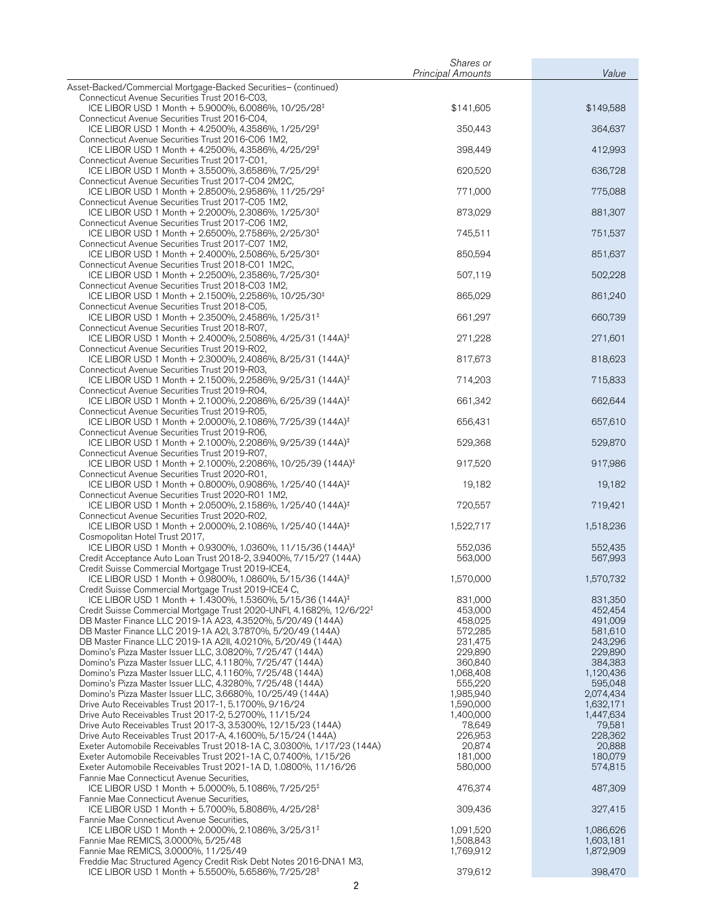| | Shares or Principal Amounts | Value |
|---|---|---|
| Asset-Backed/Commercial Mortgage-Backed Securities– (continued) | | |
| Connecticut Avenue Securities Trust 2016-C03, ICE LIBOR USD 1 Month + 5.9000%, 6.0086%, 10/25/28‡ | $141,605 | $149,588 |
| Connecticut Avenue Securities Trust 2016-C04, ICE LIBOR USD 1 Month + 4.2500%, 4.3586%, 1/25/29‡ | 350,443 | 364,637 |
| Connecticut Avenue Securities Trust 2016-C06 1M2, ICE LIBOR USD 1 Month + 4.2500%, 4.3586%, 4/25/29‡ | 398,449 | 412,993 |
| Connecticut Avenue Securities Trust 2017-C01, ICE LIBOR USD 1 Month + 3.5500%, 3.6586%, 7/25/29‡ | 620,520 | 636,728 |
| Connecticut Avenue Securities Trust 2017-C04 2M2C, ICE LIBOR USD 1 Month + 2.8500%, 2.9586%, 11/25/29‡ | 771,000 | 775,088 |
| Connecticut Avenue Securities Trust 2017-C05 1M2, ICE LIBOR USD 1 Month + 2.2000%, 2.3086%, 1/25/30‡ | 873,029 | 881,307 |
| Connecticut Avenue Securities Trust 2017-C06 1M2, ICE LIBOR USD 1 Month + 2.6500%, 2.7586%, 2/25/30‡ | 745,511 | 751,537 |
| Connecticut Avenue Securities Trust 2017-C07 1M2, ICE LIBOR USD 1 Month + 2.4000%, 2.5086%, 5/25/30‡ | 850,594 | 851,637 |
| Connecticut Avenue Securities Trust 2018-C01 1M2C, ICE LIBOR USD 1 Month + 2.2500%, 2.3586%, 7/25/30‡ | 507,119 | 502,228 |
| Connecticut Avenue Securities Trust 2018-C03 1M2, ICE LIBOR USD 1 Month + 2.1500%, 2.2586%, 10/25/30‡ | 865,029 | 861,240 |
| Connecticut Avenue Securities Trust 2018-C05, ICE LIBOR USD 1 Month + 2.3500%, 2.4586%, 1/25/31‡ | 661,297 | 660,739 |
| Connecticut Avenue Securities Trust 2018-R07, ICE LIBOR USD 1 Month + 2.4000%, 2.5086%, 4/25/31 (144A)‡ | 271,228 | 271,601 |
| Connecticut Avenue Securities Trust 2019-R02, ICE LIBOR USD 1 Month + 2.3000%, 2.4086%, 8/25/31 (144A)‡ | 817,673 | 818,623 |
| Connecticut Avenue Securities Trust 2019-R03, ICE LIBOR USD 1 Month + 2.1500%, 2.2586%, 9/25/31 (144A)‡ | 714,203 | 715,833 |
| Connecticut Avenue Securities Trust 2019-R04, ICE LIBOR USD 1 Month + 2.1000%, 2.2086%, 6/25/39 (144A)‡ | 661,342 | 662,644 |
| Connecticut Avenue Securities Trust 2019-R05, ICE LIBOR USD 1 Month + 2.0000%, 2.1086%, 7/25/39 (144A)‡ | 656,431 | 657,610 |
| Connecticut Avenue Securities Trust 2019-R06, ICE LIBOR USD 1 Month + 2.1000%, 2.2086%, 9/25/39 (144A)‡ | 529,368 | 529,870 |
| Connecticut Avenue Securities Trust 2019-R07, ICE LIBOR USD 1 Month + 2.1000%, 2.2086%, 10/25/39 (144A)‡ | 917,520 | 917,986 |
| Connecticut Avenue Securities Trust 2020-R01, ICE LIBOR USD 1 Month + 0.8000%, 0.9086%, 1/25/40 (144A)‡ | 19,182 | 19,182 |
| Connecticut Avenue Securities Trust 2020-R01 1M2, ICE LIBOR USD 1 Month + 2.0500%, 2.1586%, 1/25/40 (144A)‡ | 720,557 | 719,421 |
| Connecticut Avenue Securities Trust 2020-R02, ICE LIBOR USD 1 Month + 2.0000%, 2.1086%, 1/25/40 (144A)‡ | 1,522,717 | 1,518,236 |
| Cosmopolitan Hotel Trust 2017, ICE LIBOR USD 1 Month + 0.9300%, 1.0360%, 11/15/36 (144A)‡ | 552,036 | 552,435 |
| Credit Acceptance Auto Loan Trust 2018-2, 3.9400%, 7/15/27 (144A) | 563,000 | 567,993 |
| Credit Suisse Commercial Mortgage Trust 2019-ICE4, ICE LIBOR USD 1 Month + 0.9800%, 1.0860%, 5/15/36 (144A)‡ | 1,570,000 | 1,570,732 |
| Credit Suisse Commercial Mortgage Trust 2019-ICE4 C, ICE LIBOR USD 1 Month + 1.4300%, 1.5360%, 5/15/36 (144A)‡ | 831,000 | 831,350 |
| Credit Suisse Commercial Mortgage Trust 2020-UNFI, 4.1682%, 12/6/22‡ | 453,000 | 452,454 |
| DB Master Finance LLC 2019-1A A23, 4.3520%, 5/20/49 (144A) | 458,025 | 491,009 |
| DB Master Finance LLC 2019-1A A2I, 3.7870%, 5/20/49 (144A) | 572,285 | 581,610 |
| DB Master Finance LLC 2019-1A A2II, 4.0210%, 5/20/49 (144A) | 231,475 | 243,296 |
| Domino's Pizza Master Issuer LLC, 3.0820%, 7/25/47 (144A) | 229,890 | 229,890 |
| Domino's Pizza Master Issuer LLC, 4.1180%, 7/25/47 (144A) | 360,840 | 384,383 |
| Domino's Pizza Master Issuer LLC, 4.1160%, 7/25/48 (144A) | 1,068,408 | 1,120,436 |
| Domino's Pizza Master Issuer LLC, 4.3280%, 7/25/48 (144A) | 555,220 | 595,048 |
| Domino's Pizza Master Issuer LLC, 3.6680%, 10/25/49 (144A) | 1,985,940 | 2,074,434 |
| Drive Auto Receivables Trust 2017-1, 5.1700%, 9/16/24 | 1,590,000 | 1,632,171 |
| Drive Auto Receivables Trust 2017-2, 5.2700%, 11/15/24 | 1,400,000 | 1,447,634 |
| Drive Auto Receivables Trust 2017-3, 3.5300%, 12/15/23 (144A) | 78,649 | 79,581 |
| Drive Auto Receivables Trust 2017-A, 4.1600%, 5/15/24 (144A) | 226,953 | 228,362 |
| Exeter Automobile Receivables Trust 2018-1A C, 3.0300%, 1/17/23 (144A) | 20,874 | 20,888 |
| Exeter Automobile Receivables Trust 2021-1A C, 0.7400%, 1/15/26 | 181,000 | 180,079 |
| Exeter Automobile Receivables Trust 2021-1A D, 1.0800%, 11/16/26 | 580,000 | 574,815 |
| Fannie Mae Connecticut Avenue Securities, ICE LIBOR USD 1 Month + 5.0000%, 5.1086%, 7/25/25‡ | 476,374 | 487,309 |
| Fannie Mae Connecticut Avenue Securities, ICE LIBOR USD 1 Month + 5.7000%, 5.8086%, 4/25/28‡ | 309,436 | 327,415 |
| Fannie Mae Connecticut Avenue Securities, ICE LIBOR USD 1 Month + 2.0000%, 2.1086%, 3/25/31‡ | 1,091,520 | 1,086,626 |
| Fannie Mae REMICS, 3.0000%, 5/25/48 | 1,508,843 | 1,603,181 |
| Fannie Mae REMICS, 3.0000%, 11/25/49 | 1,769,912 | 1,872,909 |
| Freddie Mac Structured Agency Credit Risk Debt Notes 2016-DNA1 M3, ICE LIBOR USD 1 Month + 5.5500%, 5.6586%, 7/25/28‡ | 379,612 | 398,470 |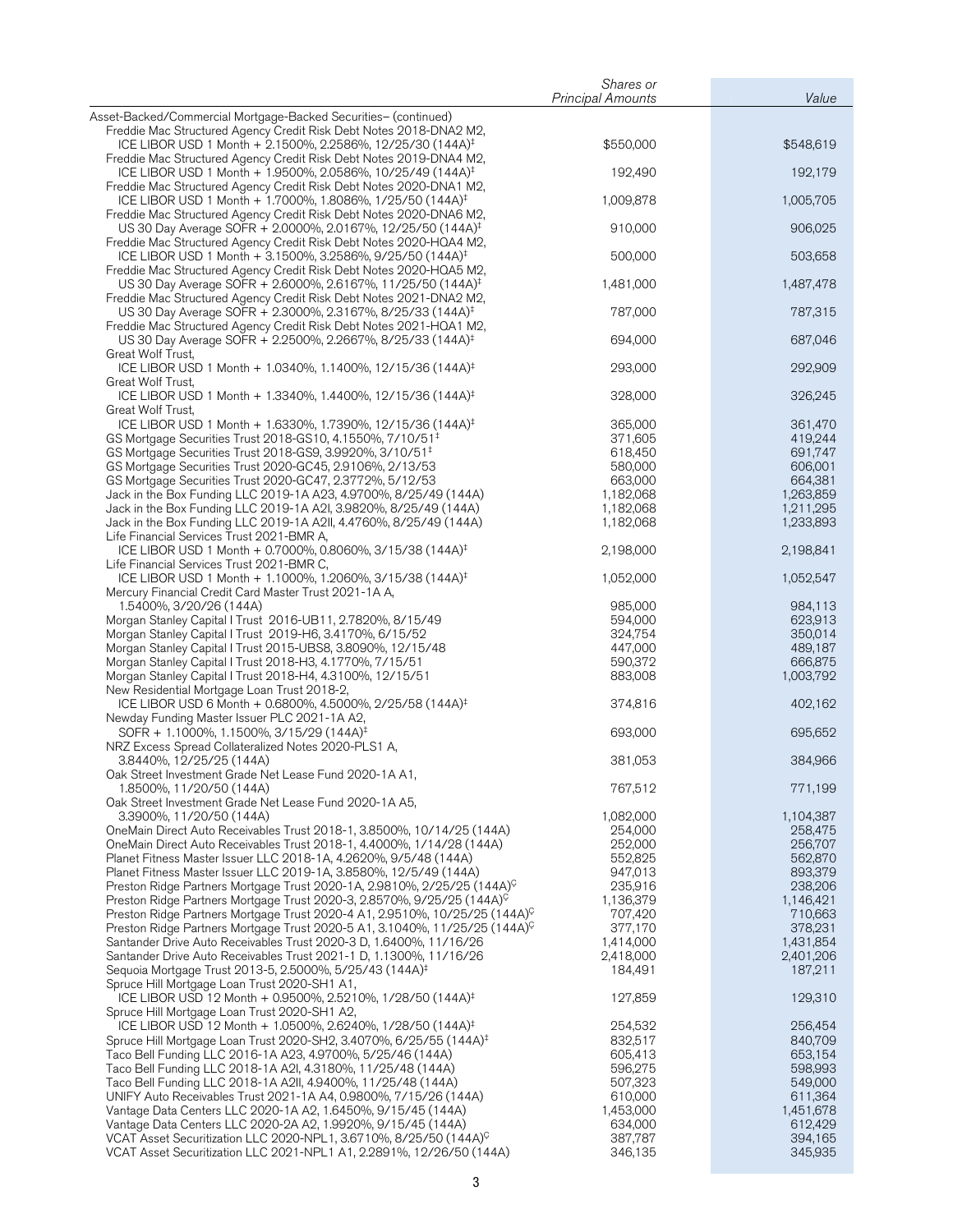| | Shares or Principal Amounts | Value |
|---|---|---|
| Asset-Backed/Commercial Mortgage-Backed Securities– (continued) | | |
| Freddie Mac Structured Agency Credit Risk Debt Notes 2018-DNA2 M2, ICE LIBOR USD 1 Month + 2.1500%, 2.2586%, 12/25/30 (144A)‡ | $550,000 | $548,619 |
| Freddie Mac Structured Agency Credit Risk Debt Notes 2019-DNA4 M2, ICE LIBOR USD 1 Month + 1.9500%, 2.0586%, 10/25/49 (144A)‡ | 192,490 | 192,179 |
| Freddie Mac Structured Agency Credit Risk Debt Notes 2020-DNA1 M2, ICE LIBOR USD 1 Month + 1.7000%, 1.8086%, 1/25/50 (144A)‡ | 1,009,878 | 1,005,705 |
| Freddie Mac Structured Agency Credit Risk Debt Notes 2020-DNA6 M2, US 30 Day Average SOFR + 2.0000%, 2.0167%, 12/25/50 (144A)‡ | 910,000 | 906,025 |
| Freddie Mac Structured Agency Credit Risk Debt Notes 2020-HQA4 M2, ICE LIBOR USD 1 Month + 3.1500%, 3.2586%, 9/25/50 (144A)‡ | 500,000 | 503,658 |
| Freddie Mac Structured Agency Credit Risk Debt Notes 2020-HQA5 M2, US 30 Day Average SOFR + 2.6000%, 2.6167%, 11/25/50 (144A)‡ | 1,481,000 | 1,487,478 |
| Freddie Mac Structured Agency Credit Risk Debt Notes 2021-DNA2 M2, US 30 Day Average SOFR + 2.3000%, 2.3167%, 8/25/33 (144A)‡ | 787,000 | 787,315 |
| Freddie Mac Structured Agency Credit Risk Debt Notes 2021-HQA1 M2, US 30 Day Average SOFR + 2.2500%, 2.2667%, 8/25/33 (144A)‡ | 694,000 | 687,046 |
| Great Wolf Trust, ICE LIBOR USD 1 Month + 1.0340%, 1.1400%, 12/15/36 (144A)‡ | 293,000 | 292,909 |
| Great Wolf Trust, ICE LIBOR USD 1 Month + 1.3340%, 1.4400%, 12/15/36 (144A)‡ | 328,000 | 326,245 |
| Great Wolf Trust, ICE LIBOR USD 1 Month + 1.6330%, 1.7390%, 12/15/36 (144A)‡ | 365,000 | 361,470 |
| GS Mortgage Securities Trust 2018-GS10, 4.1550%, 7/10/51‡ | 371,605 | 419,244 |
| GS Mortgage Securities Trust 2018-GS9, 3.9920%, 3/10/51‡ | 618,450 | 691,747 |
| GS Mortgage Securities Trust 2020-GC45, 2.9106%, 2/13/53 | 580,000 | 606,001 |
| GS Mortgage Securities Trust 2020-GC47, 2.3772%, 5/12/53 | 663,000 | 664,381 |
| Jack in the Box Funding LLC 2019-1A A23, 4.9700%, 8/25/49 (144A) | 1,182,068 | 1,263,859 |
| Jack in the Box Funding LLC 2019-1A A2I, 3.9820%, 8/25/49 (144A) | 1,182,068 | 1,211,295 |
| Jack in the Box Funding LLC 2019-1A A2II, 4.4760%, 8/25/49 (144A) | 1,182,068 | 1,233,893 |
| Life Financial Services Trust 2021-BMR A, ICE LIBOR USD 1 Month + 0.7000%, 0.8060%, 3/15/38 (144A)‡ | 2,198,000 | 2,198,841 |
| Life Financial Services Trust 2021-BMR C, ICE LIBOR USD 1 Month + 1.1000%, 1.2060%, 3/15/38 (144A)‡ | 1,052,000 | 1,052,547 |
| Mercury Financial Credit Card Master Trust 2021-1A A, 1.5400%, 3/20/26 (144A) | 985,000 | 984,113 |
| Morgan Stanley Capital I Trust 2016-UB11, 2.7820%, 8/15/49 | 594,000 | 623,913 |
| Morgan Stanley Capital I Trust 2019-H6, 3.4170%, 6/15/52 | 324,754 | 350,014 |
| Morgan Stanley Capital I Trust 2015-UBS8, 3.8090%, 12/15/48 | 447,000 | 489,187 |
| Morgan Stanley Capital I Trust 2018-H3, 4.1770%, 7/15/51 | 590,372 | 666,875 |
| Morgan Stanley Capital I Trust 2018-H4, 4.3100%, 12/15/51 | 883,008 | 1,003,792 |
| New Residential Mortgage Loan Trust 2018-2, ICE LIBOR USD 6 Month + 0.6800%, 4.5000%, 2/25/58 (144A)‡ | 374,816 | 402,162 |
| Newday Funding Master Issuer PLC 2021-1A A2, SOFR + 1.1000%, 1.1500%, 3/15/29 (144A)‡ | 693,000 | 695,652 |
| NRZ Excess Spread Collateralized Notes 2020-PLS1 A, 3.8440%, 12/25/25 (144A) | 381,053 | 384,966 |
| Oak Street Investment Grade Net Lease Fund 2020-1A A1, 1.8500%, 11/20/50 (144A) | 767,512 | 771,199 |
| Oak Street Investment Grade Net Lease Fund 2020-1A A5, 3.3900%, 11/20/50 (144A) | 1,082,000 | 1,104,387 |
| OneMain Direct Auto Receivables Trust 2018-1, 3.8500%, 10/14/25 (144A) | 254,000 | 258,475 |
| OneMain Direct Auto Receivables Trust 2018-1, 4.4000%, 1/14/28 (144A) | 252,000 | 256,707 |
| Planet Fitness Master Issuer LLC 2018-1A, 4.2620%, 9/5/48 (144A) | 552,825 | 562,870 |
| Planet Fitness Master Issuer LLC 2019-1A, 3.8580%, 12/5/49 (144A) | 947,013 | 893,379 |
| Preston Ridge Partners Mortgage Trust 2020-1A, 2.9810%, 2/25/25 (144A)Ç | 235,916 | 238,206 |
| Preston Ridge Partners Mortgage Trust 2020-3, 2.8570%, 9/25/25 (144A)Ç | 1,136,379 | 1,146,421 |
| Preston Ridge Partners Mortgage Trust 2020-4 A1, 2.9510%, 10/25/25 (144A)Ç | 707,420 | 710,663 |
| Preston Ridge Partners Mortgage Trust 2020-5 A1, 3.1040%, 11/25/25 (144A)Ç | 377,170 | 378,231 |
| Santander Drive Auto Receivables Trust 2020-3 D, 1.6400%, 11/16/26 | 1,414,000 | 1,431,854 |
| Santander Drive Auto Receivables Trust 2021-1 D, 1.1300%, 11/16/26 | 2,418,000 | 2,401,206 |
| Sequoia Mortgage Trust 2013-5, 2.5000%, 5/25/43 (144A)‡ | 184,491 | 187,211 |
| Spruce Hill Mortgage Loan Trust 2020-SH1 A1, ICE LIBOR USD 12 Month + 0.9500%, 2.5210%, 1/28/50 (144A)‡ | 127,859 | 129,310 |
| Spruce Hill Mortgage Loan Trust 2020-SH1 A2, ICE LIBOR USD 12 Month + 1.0500%, 2.6240%, 1/28/50 (144A)‡ | 254,532 | 256,454 |
| Spruce Hill Mortgage Loan Trust 2020-SH2, 3.4070%, 6/25/55 (144A)‡ | 832,517 | 840,709 |
| Taco Bell Funding LLC 2016-1A A23, 4.9700%, 5/25/46 (144A) | 605,413 | 653,154 |
| Taco Bell Funding LLC 2018-1A A2I, 4.3180%, 11/25/48 (144A) | 596,275 | 598,993 |
| Taco Bell Funding LLC 2018-1A A2II, 4.9400%, 11/25/48 (144A) | 507,323 | 549,000 |
| UNIFY Auto Receivables Trust 2021-1A A4, 0.9800%, 7/15/26 (144A) | 610,000 | 611,364 |
| Vantage Data Centers LLC 2020-1A A2, 1.6450%, 9/15/45 (144A) | 1,453,000 | 1,451,678 |
| Vantage Data Centers LLC 2020-2A A2, 1.9920%, 9/15/45 (144A) | 634,000 | 612,429 |
| VCAT Asset Securitization LLC 2020-NPL1, 3.6710%, 8/25/50 (144A)Ç | 387,787 | 394,165 |
| VCAT Asset Securitization LLC 2021-NPL1 A1, 2.2891%, 12/26/50 (144A) | 346,135 | 345,935 |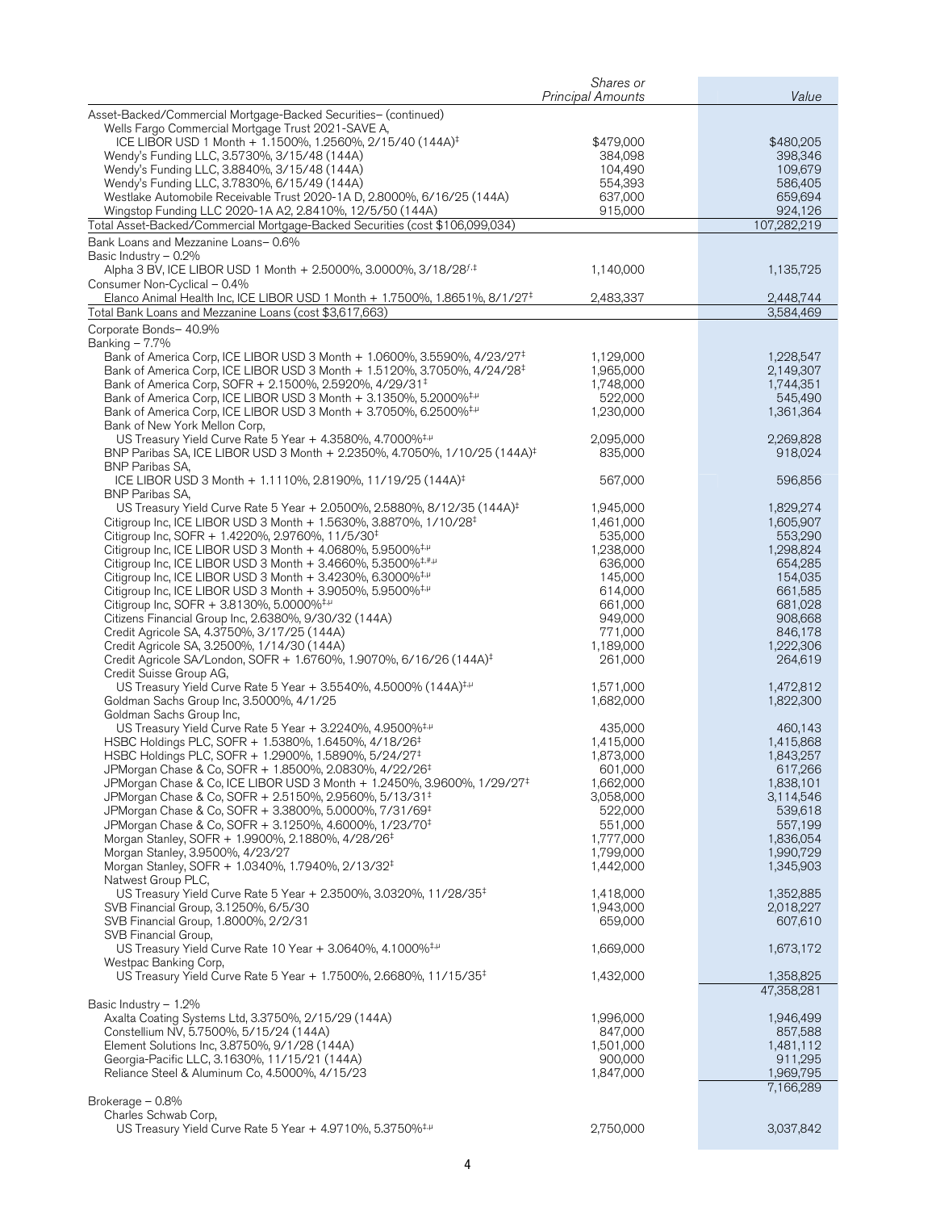| | Shares or Principal Amounts | Value |
|---|---|---|
| Asset-Backed/Commercial Mortgage-Backed Securities– (continued) | | |
| Wells Fargo Commercial Mortgage Trust 2021-SAVE A, ICE LIBOR USD 1 Month + 1.1500%, 1.2560%, 2/15/40 (144A)‡ | $479,000 | $480,205 |
| Wendy's Funding LLC, 3.5730%, 3/15/48 (144A) | 384,098 | 398,346 |
| Wendy's Funding LLC, 3.8840%, 3/15/48 (144A) | 104,490 | 109,679 |
| Wendy's Funding LLC, 3.7830%, 6/15/49 (144A) | 554,393 | 586,405 |
| Westlake Automobile Receivable Trust 2020-1A D, 2.8000%, 6/16/25 (144A) | 637,000 | 659,694 |
| Wingstop Funding LLC 2020-1A A2, 2.8410%, 12/5/50 (144A) | 915,000 | 924,126 |
| Total Asset-Backed/Commercial Mortgage-Backed Securities (cost $106,099,034) | | 107,282,219 |
| Bank Loans and Mezzanine Loans– 0.6% | | |
| Basic Industry – 0.2% | | |
| Alpha 3 BV, ICE LIBOR USD 1 Month + 2.5000%, 3.0000%, 3/18/28ƒ,‡ | 1,140,000 | 1,135,725 |
| Consumer Non-Cyclical – 0.4% | | |
| Elanco Animal Health Inc, ICE LIBOR USD 1 Month + 1.7500%, 1.8651%, 8/1/27‡ | 2,483,337 | 2,448,744 |
| Total Bank Loans and Mezzanine Loans (cost $3,617,663) | | 3,584,469 |
| Corporate Bonds– 40.9% | | |
| Banking – 7.7% | | |
| Bank of America Corp, ICE LIBOR USD 3 Month + 1.0600%, 3.5590%, 4/23/27‡ | 1,129,000 | 1,228,547 |
| Bank of America Corp, ICE LIBOR USD 3 Month + 1.5120%, 3.7050%, 4/24/28‡ | 1,965,000 | 2,149,307 |
| Bank of America Corp, SOFR + 2.1500%, 2.5920%, 4/29/31‡ | 1,748,000 | 1,744,351 |
| Bank of America Corp, ICE LIBOR USD 3 Month + 3.1350%, 5.2000%‡,µ | 522,000 | 545,490 |
| Bank of America Corp, ICE LIBOR USD 3 Month + 3.7050%, 6.2500%‡,µ | 1,230,000 | 1,361,364 |
| Bank of New York Mellon Corp, US Treasury Yield Curve Rate 5 Year + 4.3580%, 4.7000%‡,µ | 2,095,000 | 2,269,828 |
| BNP Paribas SA, ICE LIBOR USD 3 Month + 2.2350%, 4.7050%, 1/10/25 (144A)‡ | 835,000 | 918,024 |
| BNP Paribas SA, ICE LIBOR USD 3 Month + 1.1110%, 2.8190%, 11/19/25 (144A)‡ | 567,000 | 596,856 |
| BNP Paribas SA, US Treasury Yield Curve Rate 5 Year + 2.0500%, 2.5880%, 8/12/35 (144A)‡ | 1,945,000 | 1,829,274 |
| Citigroup Inc, ICE LIBOR USD 3 Month + 1.5630%, 3.8870%, 1/10/28‡ | 1,461,000 | 1,605,907 |
| Citigroup Inc, SOFR + 1.4220%, 2.9760%, 11/5/30‡ | 535,000 | 553,290 |
| Citigroup Inc, ICE LIBOR USD 3 Month + 4.0680%, 5.9500%‡,µ | 1,238,000 | 1,298,824 |
| Citigroup Inc, ICE LIBOR USD 3 Month + 3.4660%, 5.3500%‡,#,µ | 636,000 | 654,285 |
| Citigroup Inc, ICE LIBOR USD 3 Month + 3.4230%, 6.3000%‡,µ | 145,000 | 154,035 |
| Citigroup Inc, ICE LIBOR USD 3 Month + 3.9050%, 5.9500%‡,µ | 614,000 | 661,585 |
| Citigroup Inc, SOFR + 3.8130%, 5.0000%‡,µ | 661,000 | 681,028 |
| Citizens Financial Group Inc, 2.6380%, 9/30/32 (144A) | 949,000 | 908,668 |
| Credit Agricole SA, 4.3750%, 3/17/25 (144A) | 771,000 | 846,178 |
| Credit Agricole SA, 3.2500%, 1/14/30 (144A) | 1,189,000 | 1,222,306 |
| Credit Agricole SA/London, SOFR + 1.6760%, 1.9070%, 6/16/26 (144A)‡ | 261,000 | 264,619 |
| Credit Suisse Group AG, US Treasury Yield Curve Rate 5 Year + 3.5540%, 4.5000% (144A)‡,µ | 1,571,000 | 1,472,812 |
| Goldman Sachs Group Inc, 3.5000%, 4/1/25 | 1,682,000 | 1,822,300 |
| Goldman Sachs Group Inc, US Treasury Yield Curve Rate 5 Year + 3.2240%, 4.9500%‡,µ | 435,000 | 460,143 |
| HSBC Holdings PLC, SOFR + 1.5380%, 1.6450%, 4/18/26‡ | 1,415,000 | 1,415,868 |
| HSBC Holdings PLC, SOFR + 1.2900%, 1.5890%, 5/24/27‡ | 1,873,000 | 1,843,257 |
| JPMorgan Chase & Co, SOFR + 1.8500%, 2.0830%, 4/22/26‡ | 601,000 | 617,266 |
| JPMorgan Chase & Co, ICE LIBOR USD 3 Month + 1.2450%, 3.9600%, 1/29/27‡ | 1,662,000 | 1,838,101 |
| JPMorgan Chase & Co, SOFR + 2.5150%, 2.9560%, 5/13/31‡ | 3,058,000 | 3,114,546 |
| JPMorgan Chase & Co, SOFR + 3.3800%, 5.0000%, 7/31/69‡ | 522,000 | 539,618 |
| JPMorgan Chase & Co, SOFR + 3.1250%, 4.6000%, 1/23/70‡ | 551,000 | 557,199 |
| Morgan Stanley, SOFR + 1.9900%, 2.1880%, 4/28/26‡ | 1,777,000 | 1,836,054 |
| Morgan Stanley, 3.9500%, 4/23/27 | 1,799,000 | 1,990,729 |
| Morgan Stanley, SOFR + 1.0340%, 1.7940%, 2/13/32‡ | 1,442,000 | 1,345,903 |
| Natwest Group PLC, US Treasury Yield Curve Rate 5 Year + 2.3500%, 3.0320%, 11/28/35‡ | 1,418,000 | 1,352,885 |
| SVB Financial Group, 3.1250%, 6/5/30 | 1,943,000 | 2,018,227 |
| SVB Financial Group, 1.8000%, 2/2/31 | 659,000 | 607,610 |
| SVB Financial Group, US Treasury Yield Curve Rate 10 Year + 3.0640%, 4.1000%‡,µ | 1,669,000 | 1,673,172 |
| Westpac Banking Corp, US Treasury Yield Curve Rate 5 Year + 1.7500%, 2.6680%, 11/15/35‡ | 1,432,000 | 1,358,825 |
| | | 47,358,281 |
| Basic Industry – 1.2% | | |
| Axalta Coating Systems Ltd, 3.3750%, 2/15/29 (144A) | 1,996,000 | 1,946,499 |
| Constellium NV, 5.7500%, 5/15/24 (144A) | 847,000 | 857,588 |
| Element Solutions Inc, 3.8750%, 9/1/28 (144A) | 1,501,000 | 1,481,112 |
| Georgia-Pacific LLC, 3.1630%, 11/15/21 (144A) | 900,000 | 911,295 |
| Reliance Steel & Aluminum Co, 4.5000%, 4/15/23 | 1,847,000 | 1,969,795 |
| | | 7,166,289 |
| Brokerage – 0.8% | | |
| Charles Schwab Corp, US Treasury Yield Curve Rate 5 Year + 4.9710%, 5.3750%‡,µ | 2,750,000 | 3,037,842 |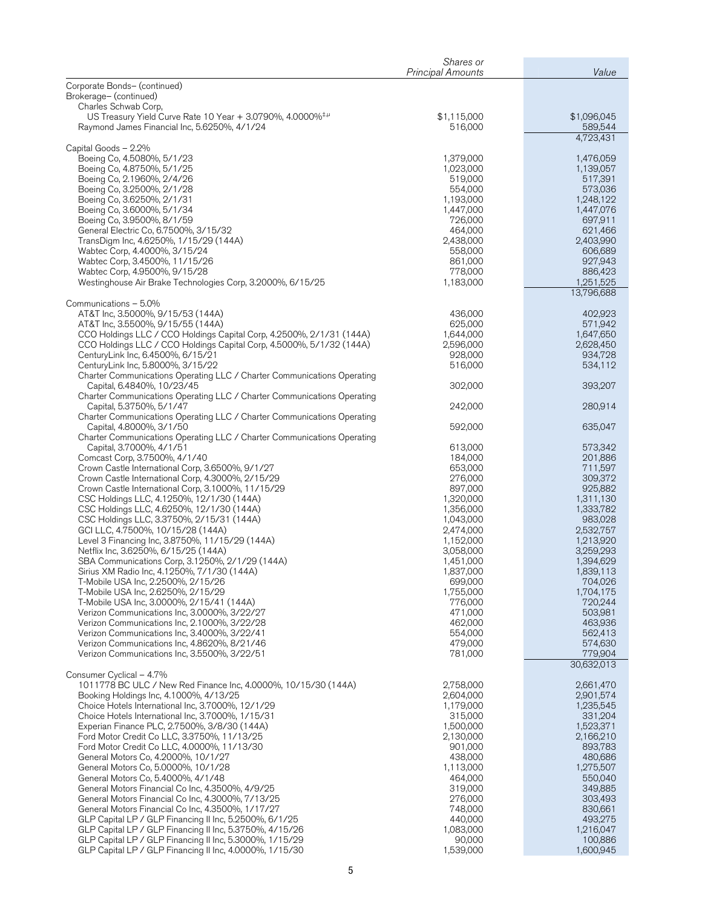| | Shares or Principal Amounts | Value |
|---|---|---|
| Corporate Bonds– (continued) | | |
| Brokerage– (continued) | | |
| Charles Schwab Corp, | | |
| US Treasury Yield Curve Rate 10 Year + 3.0790%, 4.0000%[‡,µ] | $1,115,000 | $1,096,045 |
| Raymond James Financial Inc, 5.6250%, 4/1/24 | 516,000 | 589,544 |
| | | 4,723,431 |
| Capital Goods – 2.2% | | |
| Boeing Co, 4.5080%, 5/1/23 | 1,379,000 | 1,476,059 |
| Boeing Co, 4.8750%, 5/1/25 | 1,023,000 | 1,139,057 |
| Boeing Co, 2.1960%, 2/4/26 | 519,000 | 517,391 |
| Boeing Co, 3.2500%, 2/1/28 | 554,000 | 573,036 |
| Boeing Co, 3.6250%, 2/1/31 | 1,193,000 | 1,248,122 |
| Boeing Co, 3.6000%, 5/1/34 | 1,447,000 | 1,447,076 |
| Boeing Co, 3.9500%, 8/1/59 | 726,000 | 697,911 |
| General Electric Co, 6.7500%, 3/15/32 | 464,000 | 621,466 |
| TransDigm Inc, 4.6250%, 1/15/29 (144A) | 2,438,000 | 2,403,990 |
| Wabtec Corp, 4.4000%, 3/15/24 | 558,000 | 606,689 |
| Wabtec Corp, 3.4500%, 11/15/26 | 861,000 | 927,943 |
| Wabtec Corp, 4.9500%, 9/15/28 | 778,000 | 886,423 |
| Westinghouse Air Brake Technologies Corp, 3.2000%, 6/15/25 | 1,183,000 | 1,251,525 |
| | | 13,796,688 |
| Communications – 5.0% | | |
| AT&T Inc, 3.5000%, 9/15/53 (144A) | 436,000 | 402,923 |
| AT&T Inc, 3.5500%, 9/15/55 (144A) | 625,000 | 571,942 |
| CCO Holdings LLC / CCO Holdings Capital Corp, 4.2500%, 2/1/31 (144A) | 1,644,000 | 1,647,650 |
| CCO Holdings LLC / CCO Holdings Capital Corp, 4.5000%, 5/1/32 (144A) | 2,596,000 | 2,628,450 |
| CenturyLink Inc, 6.4500%, 6/15/21 | 928,000 | 934,728 |
| CenturyLink Inc, 5.8000%, 3/15/22 | 516,000 | 534,112 |
| Charter Communications Operating LLC / Charter Communications Operating Capital, 6.4840%, 10/23/45 | 302,000 | 393,207 |
| Charter Communications Operating LLC / Charter Communications Operating Capital, 5.3750%, 5/1/47 | 242,000 | 280,914 |
| Charter Communications Operating LLC / Charter Communications Operating Capital, 4.8000%, 3/1/50 | 592,000 | 635,047 |
| Charter Communications Operating LLC / Charter Communications Operating Capital, 3.7000%, 4/1/51 | 613,000 | 573,342 |
| Comcast Corp, 3.7500%, 4/1/40 | 184,000 | 201,886 |
| Crown Castle International Corp, 3.6500%, 9/1/27 | 653,000 | 711,597 |
| Crown Castle International Corp, 4.3000%, 2/15/29 | 276,000 | 309,372 |
| Crown Castle International Corp, 3.1000%, 11/15/29 | 897,000 | 925,882 |
| CSC Holdings LLC, 4.1250%, 12/1/30 (144A) | 1,320,000 | 1,311,130 |
| CSC Holdings LLC, 4.6250%, 12/1/30 (144A) | 1,356,000 | 1,333,782 |
| CSC Holdings LLC, 3.3750%, 2/15/31 (144A) | 1,043,000 | 983,028 |
| GCI LLC, 4.7500%, 10/15/28 (144A) | 2,474,000 | 2,532,757 |
| Level 3 Financing Inc, 3.8750%, 11/15/29 (144A) | 1,152,000 | 1,213,920 |
| Netflix Inc, 3.6250%, 6/15/25 (144A) | 3,058,000 | 3,259,293 |
| SBA Communications Corp, 3.1250%, 2/1/29 (144A) | 1,451,000 | 1,394,629 |
| Sirius XM Radio Inc, 4.1250%, 7/1/30 (144A) | 1,837,000 | 1,839,113 |
| T-Mobile USA Inc, 2.2500%, 2/15/26 | 699,000 | 704,026 |
| T-Mobile USA Inc, 2.6250%, 2/15/29 | 1,755,000 | 1,704,175 |
| T-Mobile USA Inc, 3.0000%, 2/15/41 (144A) | 776,000 | 720,244 |
| Verizon Communications Inc, 3.0000%, 3/22/27 | 471,000 | 503,981 |
| Verizon Communications Inc, 2.1000%, 3/22/28 | 462,000 | 463,936 |
| Verizon Communications Inc, 3.4000%, 3/22/41 | 554,000 | 562,413 |
| Verizon Communications Inc, 4.8620%, 8/21/46 | 479,000 | 574,630 |
| Verizon Communications Inc, 3.5500%, 3/22/51 | 781,000 | 779,904 |
| | | 30,632,013 |
| Consumer Cyclical – 4.7% | | |
| 1011778 BC ULC / New Red Finance Inc, 4.0000%, 10/15/30 (144A) | 2,758,000 | 2,661,470 |
| Booking Holdings Inc, 4.1000%, 4/13/25 | 2,604,000 | 2,901,574 |
| Choice Hotels International Inc, 3.7000%, 12/1/29 | 1,179,000 | 1,235,545 |
| Choice Hotels International Inc, 3.7000%, 1/15/31 | 315,000 | 331,204 |
| Experian Finance PLC, 2.7500%, 3/8/30 (144A) | 1,500,000 | 1,523,371 |
| Ford Motor Credit Co LLC, 3.3750%, 11/13/25 | 2,130,000 | 2,166,210 |
| Ford Motor Credit Co LLC, 4.0000%, 11/13/30 | 901,000 | 893,783 |
| General Motors Co, 4.2000%, 10/1/27 | 438,000 | 480,686 |
| General Motors Co, 5.0000%, 10/1/28 | 1,113,000 | 1,275,507 |
| General Motors Co, 5.4000%, 4/1/48 | 464,000 | 550,040 |
| General Motors Financial Co Inc, 4.3500%, 4/9/25 | 319,000 | 349,885 |
| General Motors Financial Co Inc, 4.3000%, 7/13/25 | 276,000 | 303,493 |
| General Motors Financial Co Inc, 4.3500%, 1/17/27 | 748,000 | 830,661 |
| GLP Capital LP / GLP Financing II Inc, 5.2500%, 6/1/25 | 440,000 | 493,275 |
| GLP Capital LP / GLP Financing II Inc, 5.3750%, 4/15/26 | 1,083,000 | 1,216,047 |
| GLP Capital LP / GLP Financing II Inc, 5.3000%, 1/15/29 | 90,000 | 100,886 |
| GLP Capital LP / GLP Financing II Inc, 4.0000%, 1/15/30 | 1,539,000 | 1,600,945 |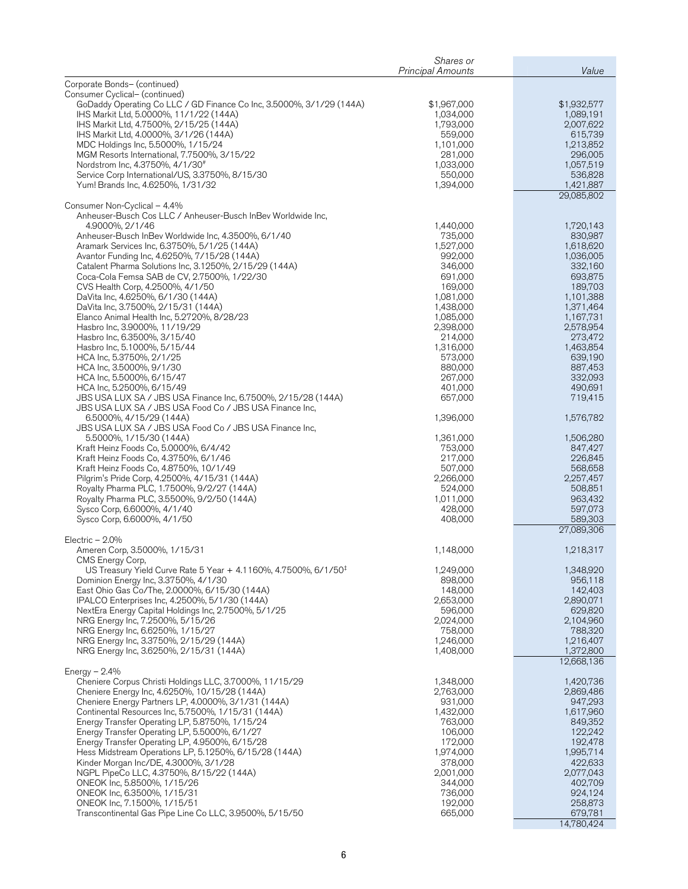| | Shares or Principal Amounts | Value |
|---|---|---|
| Corporate Bonds– (continued) | | |
| Consumer Cyclical– (continued) | | |
| GoDaddy Operating Co LLC / GD Finance Co Inc, 3.5000%, 3/1/29 (144A) | $1,967,000 | $1,932,577 |
| IHS Markit Ltd, 5.0000%, 11/1/22 (144A) | 1,034,000 | 1,089,191 |
| IHS Markit Ltd, 4.7500%, 2/15/25 (144A) | 1,793,000 | 2,007,622 |
| IHS Markit Ltd, 4.0000%, 3/1/26 (144A) | 559,000 | 615,739 |
| MDC Holdings Inc, 5.5000%, 1/15/24 | 1,101,000 | 1,213,852 |
| MGM Resorts International, 7.7500%, 3/15/22 | 281,000 | 296,005 |
| Nordstrom Inc, 4.3750%, 4/1/30[#] | 1,033,000 | 1,057,519 |
| Service Corp International/US, 3.3750%, 8/15/30 | 550,000 | 536,828 |
| Yum! Brands Inc, 4.6250%, 1/31/32 | 1,394,000 | 1,421,887 |
| | | 29,085,802 |
| Consumer Non-Cyclical – 4.4% | | |
| Anheuser-Busch Cos LLC / Anheuser-Busch InBev Worldwide Inc, 4.9000%, 2/1/46 | 1,440,000 | 1,720,143 |
| Anheuser-Busch InBev Worldwide Inc, 4.3500%, 6/1/40 | 735,000 | 830,987 |
| Aramark Services Inc, 6.3750%, 5/1/25 (144A) | 1,527,000 | 1,618,620 |
| Avantor Funding Inc, 4.6250%, 7/15/28 (144A) | 992,000 | 1,036,005 |
| Catalent Pharma Solutions Inc, 3.1250%, 2/15/29 (144A) | 346,000 | 332,160 |
| Coca-Cola Femsa SAB de CV, 2.7500%, 1/22/30 | 691,000 | 693,875 |
| CVS Health Corp, 4.2500%, 4/1/50 | 169,000 | 189,703 |
| DaVita Inc, 4.6250%, 6/1/30 (144A) | 1,081,000 | 1,101,388 |
| DaVita Inc, 3.7500%, 2/15/31 (144A) | 1,438,000 | 1,371,464 |
| Elanco Animal Health Inc, 5.2720%, 8/28/23 | 1,085,000 | 1,167,731 |
| Hasbro Inc, 3.9000%, 11/19/29 | 2,398,000 | 2,578,954 |
| Hasbro Inc, 6.3500%, 3/15/40 | 214,000 | 273,472 |
| Hasbro Inc, 5.1000%, 5/15/44 | 1,316,000 | 1,463,854 |
| HCA Inc, 5.3750%, 2/1/25 | 573,000 | 639,190 |
| HCA Inc, 3.5000%, 9/1/30 | 880,000 | 887,453 |
| HCA Inc, 5.5000%, 6/15/47 | 267,000 | 332,093 |
| HCA Inc, 5.2500%, 6/15/49 | 401,000 | 490,691 |
| JBS USA LUX SA / JBS USA Finance Inc, 6.7500%, 2/15/28 (144A) | 657,000 | 719,415 |
| JBS USA LUX SA / JBS USA Food Co / JBS USA Finance Inc, 6.5000%, 4/15/29 (144A) | 1,396,000 | 1,576,782 |
| JBS USA LUX SA / JBS USA Food Co / JBS USA Finance Inc, 5.5000%, 1/15/30 (144A) | 1,361,000 | 1,506,280 |
| Kraft Heinz Foods Co, 5.0000%, 6/4/42 | 753,000 | 847,427 |
| Kraft Heinz Foods Co, 4.3750%, 6/1/46 | 217,000 | 226,845 |
| Kraft Heinz Foods Co, 4.8750%, 10/1/49 | 507,000 | 568,658 |
| Pilgrim's Pride Corp, 4.2500%, 4/15/31 (144A) | 2,266,000 | 2,257,457 |
| Royalty Pharma PLC, 1.7500%, 9/2/27 (144A) | 524,000 | 508,851 |
| Royalty Pharma PLC, 3.5500%, 9/2/50 (144A) | 1,011,000 | 963,432 |
| Sysco Corp, 6.6000%, 4/1/40 | 428,000 | 597,073 |
| Sysco Corp, 6.6000%, 4/1/50 | 408,000 | 589,303 |
| | | 27,089,306 |
| Electric – 2.0% | | |
| Ameren Corp, 3.5000%, 1/15/31 | 1,148,000 | 1,218,317 |
| CMS Energy Corp, US Treasury Yield Curve Rate 5 Year + 4.1160%, 4.7500%, 6/1/50[‡] | 1,249,000 | 1,348,920 |
| Dominion Energy Inc, 3.3750%, 4/1/30 | 898,000 | 956,118 |
| East Ohio Gas Co/The, 2.0000%, 6/15/30 (144A) | 148,000 | 142,403 |
| IPALCO Enterprises Inc, 4.2500%, 5/1/30 (144A) | 2,653,000 | 2,890,071 |
| NextEra Energy Capital Holdings Inc, 2.7500%, 5/1/25 | 596,000 | 629,820 |
| NRG Energy Inc, 7.2500%, 5/15/26 | 2,024,000 | 2,104,960 |
| NRG Energy Inc, 6.6250%, 1/15/27 | 758,000 | 788,320 |
| NRG Energy Inc, 3.3750%, 2/15/29 (144A) | 1,246,000 | 1,216,407 |
| NRG Energy Inc, 3.6250%, 2/15/31 (144A) | 1,408,000 | 1,372,800 |
| | | 12,668,136 |
| Energy – 2.4% | | |
| Cheniere Corpus Christi Holdings LLC, 3.7000%, 11/15/29 | 1,348,000 | 1,420,736 |
| Cheniere Energy Inc, 4.6250%, 10/15/28 (144A) | 2,763,000 | 2,869,486 |
| Cheniere Energy Partners LP, 4.0000%, 3/1/31 (144A) | 931,000 | 947,293 |
| Continental Resources Inc, 5.7500%, 1/15/31 (144A) | 1,432,000 | 1,617,960 |
| Energy Transfer Operating LP, 5.8750%, 1/15/24 | 763,000 | 849,352 |
| Energy Transfer Operating LP, 5.5000%, 6/1/27 | 106,000 | 122,242 |
| Energy Transfer Operating LP, 4.9500%, 6/15/28 | 172,000 | 192,478 |
| Hess Midstream Operations LP, 5.1250%, 6/15/28 (144A) | 1,974,000 | 1,995,714 |
| Kinder Morgan Inc/DE, 4.3000%, 3/1/28 | 378,000 | 422,633 |
| NGPL PipeCo LLC, 4.3750%, 8/15/22 (144A) | 2,001,000 | 2,077,043 |
| ONEOK Inc, 5.8500%, 1/15/26 | 344,000 | 402,709 |
| ONEOK Inc, 6.3500%, 1/15/31 | 736,000 | 924,124 |
| ONEOK Inc, 7.1500%, 1/15/51 | 192,000 | 258,873 |
| Transcontinental Gas Pipe Line Co LLC, 3.9500%, 5/15/50 | 665,000 | 679,781 |
| | | 14,780,424 |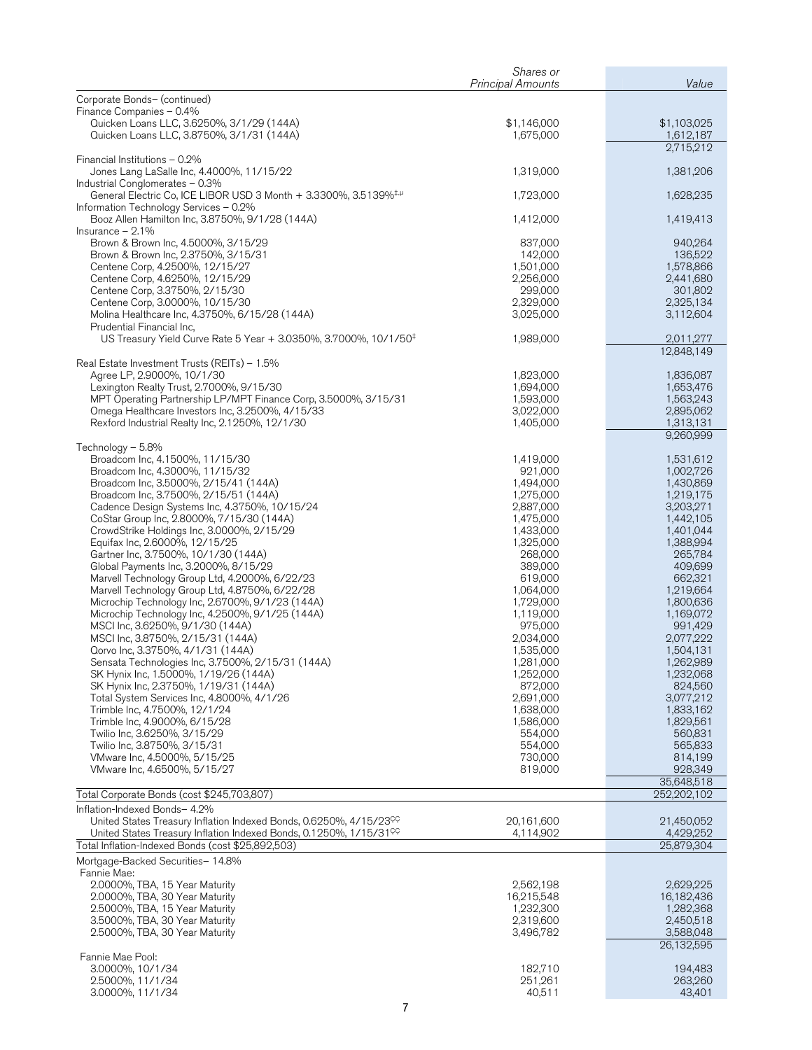| | Shares or Principal Amounts | Value |
|---|---|---|
| Corporate Bonds– (continued) | | |
| Finance Companies – 0.4% | | |
| Quicken Loans LLC, 3.6250%, 3/1/29 (144A) | $1,146,000 | $1,103,025 |
| Quicken Loans LLC, 3.8750%, 3/1/31 (144A) | 1,675,000 | 1,612,187 |
| | | 2,715,212 |
| Financial Institutions – 0.2% | | |
| Jones Lang LaSalle Inc, 4.4000%, 11/15/22 | 1,319,000 | 1,381,206 |
| Industrial Conglomerates – 0.3% | | |
| General Electric Co, ICE LIBOR USD 3 Month + 3.3300%, 3.5139%‡,µ | 1,723,000 | 1,628,235 |
| Information Technology Services – 0.2% | | |
| Booz Allen Hamilton Inc, 3.8750%, 9/1/28 (144A) | 1,412,000 | 1,419,413 |
| Insurance – 2.1% | | |
| Brown & Brown Inc, 4.5000%, 3/15/29 | 837,000 | 940,264 |
| Brown & Brown Inc, 2.3750%, 3/15/31 | 142,000 | 136,522 |
| Centene Corp, 4.2500%, 12/15/27 | 1,501,000 | 1,578,866 |
| Centene Corp, 4.6250%, 12/15/29 | 2,256,000 | 2,441,680 |
| Centene Corp, 3.3750%, 2/15/30 | 299,000 | 301,802 |
| Centene Corp, 3.0000%, 10/15/30 | 2,329,000 | 2,325,134 |
| Molina Healthcare Inc, 4.3750%, 6/15/28 (144A) | 3,025,000 | 3,112,604 |
| Prudential Financial Inc, | | |
| US Treasury Yield Curve Rate 5 Year + 3.0350%, 3.7000%, 10/1/50‡ | 1,989,000 | 2,011,277 |
| | | 12,848,149 |
| Real Estate Investment Trusts (REITs) – 1.5% | | |
| Agree LP, 2.9000%, 10/1/30 | 1,823,000 | 1,836,087 |
| Lexington Realty Trust, 2.7000%, 9/15/30 | 1,694,000 | 1,653,476 |
| MPT Operating Partnership LP/MPT Finance Corp, 3.5000%, 3/15/31 | 1,593,000 | 1,563,243 |
| Omega Healthcare Investors Inc, 3.2500%, 4/15/33 | 3,022,000 | 2,895,062 |
| Rexford Industrial Realty Inc, 2.1250%, 12/1/30 | 1,405,000 | 1,313,131 |
| | | 9,260,999 |
| Technology – 5.8% | | |
| Broadcom Inc, 4.1500%, 11/15/30 | 1,419,000 | 1,531,612 |
| Broadcom Inc, 4.3000%, 11/15/32 | 921,000 | 1,002,726 |
| Broadcom Inc, 3.5000%, 2/15/41 (144A) | 1,494,000 | 1,430,869 |
| Broadcom Inc, 3.7500%, 2/15/51 (144A) | 1,275,000 | 1,219,175 |
| Cadence Design Systems Inc, 4.3750%, 10/15/24 | 2,887,000 | 3,203,271 |
| CoStar Group Inc, 2.8000%, 7/15/30 (144A) | 1,475,000 | 1,442,105 |
| CrowdStrike Holdings Inc, 3.0000%, 2/15/29 | 1,433,000 | 1,401,044 |
| Equifax Inc, 2.6000%, 12/15/25 | 1,325,000 | 1,388,994 |
| Gartner Inc, 3.7500%, 10/1/30 (144A) | 268,000 | 265,784 |
| Global Payments Inc, 3.2000%, 8/15/29 | 389,000 | 409,699 |
| Marvell Technology Group Ltd, 4.2000%, 6/22/23 | 619,000 | 662,321 |
| Marvell Technology Group Ltd, 4.8750%, 6/22/28 | 1,064,000 | 1,219,664 |
| Microchip Technology Inc, 2.6700%, 9/1/23 (144A) | 1,729,000 | 1,800,636 |
| Microchip Technology Inc, 4.2500%, 9/1/25 (144A) | 1,119,000 | 1,169,072 |
| MSCI Inc, 3.6250%, 9/1/30 (144A) | 975,000 | 991,429 |
| MSCI Inc, 3.8750%, 2/15/31 (144A) | 2,034,000 | 2,077,222 |
| Qorvo Inc, 3.3750%, 4/1/31 (144A) | 1,535,000 | 1,504,131 |
| Sensata Technologies Inc, 3.7500%, 2/15/31 (144A) | 1,281,000 | 1,262,989 |
| SK Hynix Inc, 1.5000%, 1/19/26 (144A) | 1,252,000 | 1,232,068 |
| SK Hynix Inc, 2.3750%, 1/19/31 (144A) | 872,000 | 824,560 |
| Total System Services Inc, 4.8000%, 4/1/26 | 2,691,000 | 3,077,212 |
| Trimble Inc, 4.7500%, 12/1/24 | 1,638,000 | 1,833,162 |
| Trimble Inc, 4.9000%, 6/15/28 | 1,586,000 | 1,829,561 |
| Twilio Inc, 3.6250%, 3/15/29 | 554,000 | 560,831 |
| Twilio Inc, 3.8750%, 3/15/31 | 554,000 | 565,833 |
| VMware Inc, 4.5000%, 5/15/25 | 730,000 | 814,199 |
| VMware Inc, 4.6500%, 5/15/27 | 819,000 | 928,349 |
| | | 35,648,518 |
| Total Corporate Bonds (cost $245,703,807) | | 252,202,102 |
| Inflation-Indexed Bonds– 4.2% | | |
| United States Treasury Inflation Indexed Bonds, 0.6250%, 4/15/23ºº | 20,161,600 | 21,450,052 |
| United States Treasury Inflation Indexed Bonds, 0.1250%, 1/15/31ºº | 4,114,902 | 4,429,252 |
| Total Inflation-Indexed Bonds (cost $25,892,503) | | 25,879,304 |
| Mortgage-Backed Securities– 14.8% | | |
| Fannie Mae: | | |
| 2.0000%, TBA, 15 Year Maturity | 2,562,198 | 2,629,225 |
| 2.0000%, TBA, 30 Year Maturity | 16,215,548 | 16,182,436 |
| 2.5000%, TBA, 15 Year Maturity | 1,232,300 | 1,282,368 |
| 3.5000%, TBA, 30 Year Maturity | 2,319,600 | 2,450,518 |
| 2.5000%, TBA, 30 Year Maturity | 3,496,782 | 3,588,048 |
| | | 26,132,595 |
| Fannie Mae Pool: | | |
| 3.0000%, 10/1/34 | 182,710 | 194,483 |
| 2.5000%, 11/1/34 | 251,261 | 263,260 |
| 3.0000%, 11/1/34 | 40,511 | 43,401 |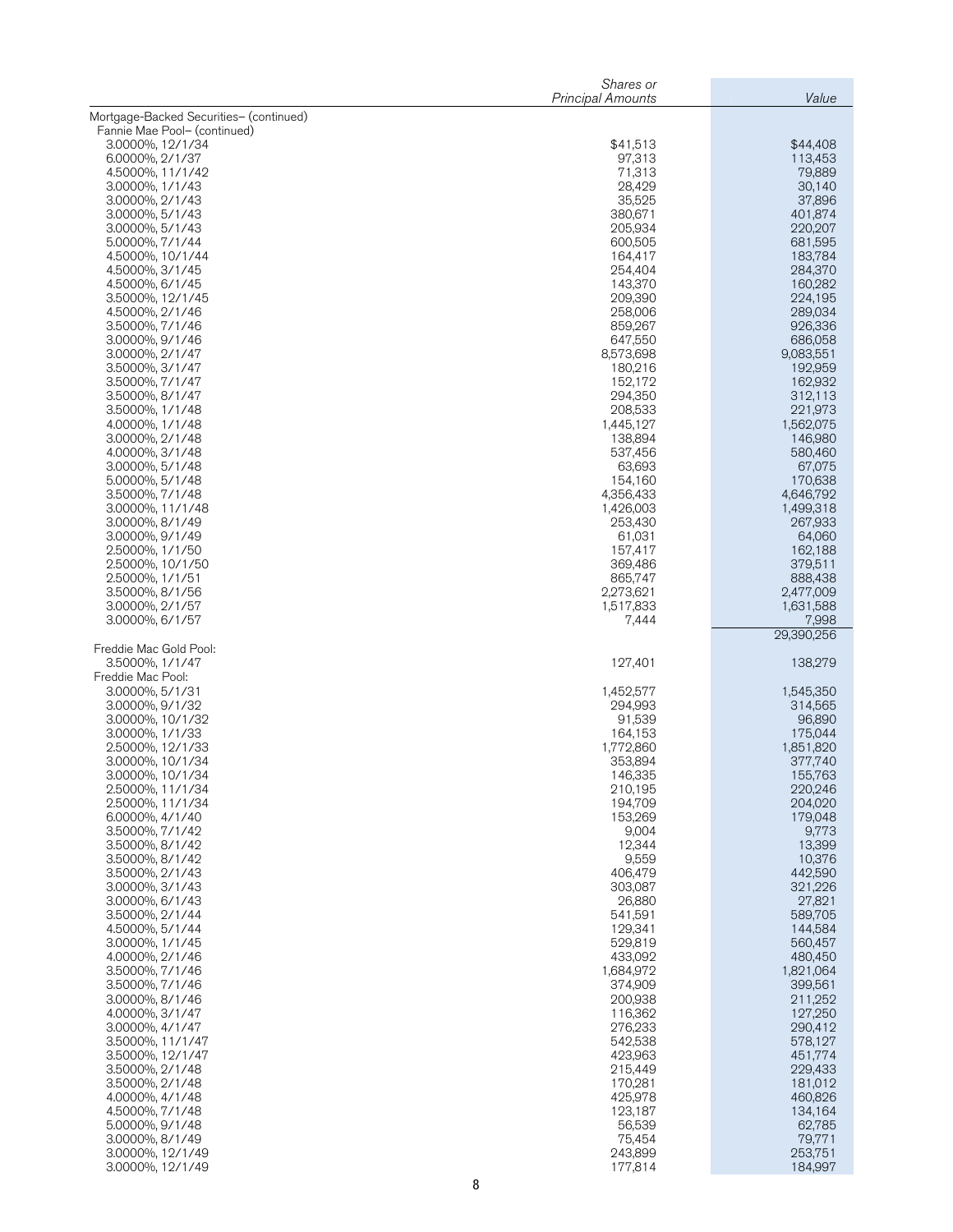| | Shares or Principal Amounts | Value |
|---|---|---|
| Mortgage-Backed Securities– (continued) | | |
| Fannie Mae Pool– (continued) | | |
| 3.0000%, 12/1/34 | $41,513 | $44,408 |
| 6.0000%, 2/1/37 | 97,313 | 113,453 |
| 4.5000%, 11/1/42 | 71,313 | 79,889 |
| 3.0000%, 1/1/43 | 28,429 | 30,140 |
| 3.0000%, 2/1/43 | 35,525 | 37,896 |
| 3.0000%, 5/1/43 | 380,671 | 401,874 |
| 3.0000%, 5/1/43 | 205,934 | 220,207 |
| 5.0000%, 7/1/44 | 600,505 | 681,595 |
| 4.5000%, 10/1/44 | 164,417 | 183,784 |
| 4.5000%, 3/1/45 | 254,404 | 284,370 |
| 4.5000%, 6/1/45 | 143,370 | 160,282 |
| 3.5000%, 12/1/45 | 209,390 | 224,195 |
| 4.5000%, 2/1/46 | 258,006 | 289,034 |
| 3.5000%, 7/1/46 | 859,267 | 926,336 |
| 3.0000%, 9/1/46 | 647,550 | 686,058 |
| 3.0000%, 2/1/47 | 8,573,698 | 9,083,551 |
| 3.5000%, 3/1/47 | 180,216 | 192,959 |
| 3.5000%, 7/1/47 | 152,172 | 162,932 |
| 3.5000%, 8/1/47 | 294,350 | 312,113 |
| 3.5000%, 1/1/48 | 208,533 | 221,973 |
| 4.0000%, 1/1/48 | 1,445,127 | 1,562,075 |
| 3.0000%, 2/1/48 | 138,894 | 146,980 |
| 4.0000%, 3/1/48 | 537,456 | 580,460 |
| 3.0000%, 5/1/48 | 63,693 | 67,075 |
| 5.0000%, 5/1/48 | 154,160 | 170,638 |
| 3.5000%, 7/1/48 | 4,356,433 | 4,646,792 |
| 3.0000%, 11/1/48 | 1,426,003 | 1,499,318 |
| 3.0000%, 8/1/49 | 253,430 | 267,933 |
| 3.0000%, 9/1/49 | 61,031 | 64,060 |
| 2.5000%, 1/1/50 | 157,417 | 162,188 |
| 2.5000%, 10/1/50 | 369,486 | 379,511 |
| 2.5000%, 1/1/51 | 865,747 | 888,438 |
| 3.5000%, 8/1/56 | 2,273,621 | 2,477,009 |
| 3.0000%, 2/1/57 | 1,517,833 | 1,631,588 |
| 3.0000%, 6/1/57 | 7,444 | 7,998 |
| | | 29,390,256 |
| Freddie Mac Gold Pool: | | |
| 3.5000%, 1/1/47 | 127,401 | 138,279 |
| Freddie Mac Pool: | | |
| 3.0000%, 5/1/31 | 1,452,577 | 1,545,350 |
| 3.0000%, 9/1/32 | 294,993 | 314,565 |
| 3.0000%, 10/1/32 | 91,539 | 96,890 |
| 3.0000%, 1/1/33 | 164,153 | 175,044 |
| 2.5000%, 12/1/33 | 1,772,860 | 1,851,820 |
| 3.0000%, 10/1/34 | 353,894 | 377,740 |
| 3.0000%, 10/1/34 | 146,335 | 155,763 |
| 2.5000%, 11/1/34 | 210,195 | 220,246 |
| 2.5000%, 11/1/34 | 194,709 | 204,020 |
| 6.0000%, 4/1/40 | 153,269 | 179,048 |
| 3.5000%, 7/1/42 | 9,004 | 9,773 |
| 3.5000%, 8/1/42 | 12,344 | 13,399 |
| 3.5000%, 8/1/42 | 9,559 | 10,376 |
| 3.5000%, 2/1/43 | 406,479 | 442,590 |
| 3.0000%, 3/1/43 | 303,087 | 321,226 |
| 3.0000%, 6/1/43 | 26,880 | 27,821 |
| 3.5000%, 2/1/44 | 541,591 | 589,705 |
| 4.5000%, 5/1/44 | 129,341 | 144,584 |
| 3.0000%, 1/1/45 | 529,819 | 560,457 |
| 4.0000%, 2/1/46 | 433,092 | 480,450 |
| 3.5000%, 7/1/46 | 1,684,972 | 1,821,064 |
| 3.5000%, 7/1/46 | 374,909 | 399,561 |
| 3.0000%, 8/1/46 | 200,938 | 211,252 |
| 4.0000%, 3/1/47 | 116,362 | 127,250 |
| 3.0000%, 4/1/47 | 276,233 | 290,412 |
| 3.5000%, 11/1/47 | 542,538 | 578,127 |
| 3.5000%, 12/1/47 | 423,963 | 451,774 |
| 3.5000%, 2/1/48 | 215,449 | 229,433 |
| 3.5000%, 2/1/48 | 170,281 | 181,012 |
| 4.0000%, 4/1/48 | 425,978 | 460,826 |
| 4.5000%, 7/1/48 | 123,187 | 134,164 |
| 5.0000%, 9/1/48 | 56,539 | 62,785 |
| 3.0000%, 8/1/49 | 75,454 | 79,771 |
| 3.0000%, 12/1/49 | 243,899 | 253,751 |
| 3.0000%, 12/1/49 | 177,814 | 184,997 |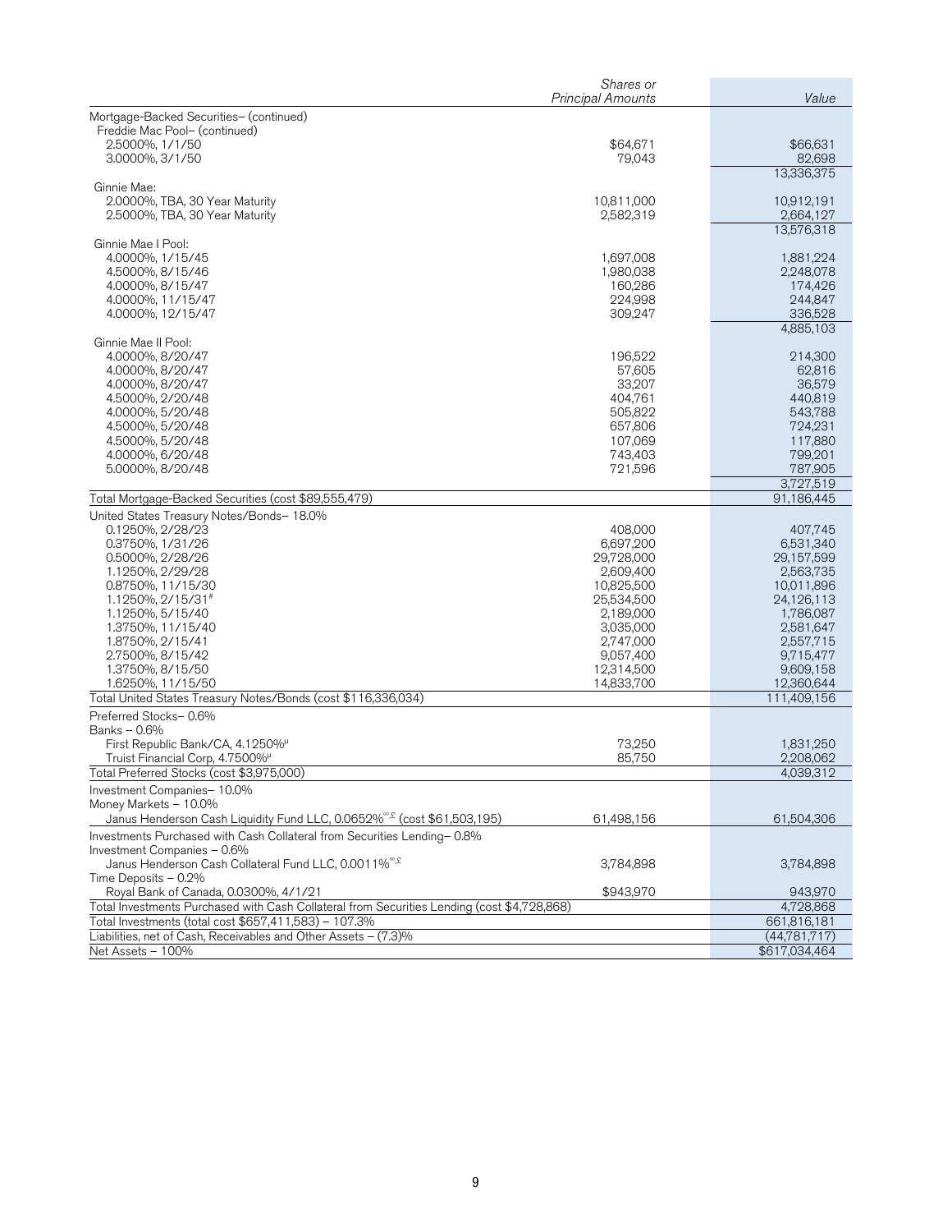| | Shares or Principal Amounts | Value |
|---|---|---|
| Mortgage-Backed Securities– (continued) | | |
| Freddie Mac Pool– (continued) | | |
| 2.5000%, 1/1/50 | $64,671 | $66,631 |
| 3.0000%, 3/1/50 | 79,043 | 82,698 |
| | | 13,336,375 |
| Ginnie Mae: | | |
| 2.0000%, TBA, 30 Year Maturity | 10,811,000 | 10,912,191 |
| 2.5000%, TBA, 30 Year Maturity | 2,582,319 | 2,664,127 |
| | | 13,576,318 |
| Ginnie Mae I Pool: | | |
| 4.0000%, 1/15/45 | 1,697,008 | 1,881,224 |
| 4.5000%, 8/15/46 | 1,980,038 | 2,248,078 |
| 4.0000%, 8/15/47 | 160,286 | 174,426 |
| 4.0000%, 11/15/47 | 224,998 | 244,847 |
| 4.0000%, 12/15/47 | 309,247 | 336,528 |
| | | 4,885,103 |
| Ginnie Mae II Pool: | | |
| 4.0000%, 8/20/47 | 196,522 | 214,300 |
| 4.0000%, 8/20/47 | 57,605 | 62,816 |
| 4.0000%, 8/20/47 | 33,207 | 36,579 |
| 4.5000%, 2/20/48 | 404,761 | 440,819 |
| 4.0000%, 5/20/48 | 505,822 | 543,788 |
| 4.5000%, 5/20/48 | 657,806 | 724,231 |
| 4.5000%, 5/20/48 | 107,069 | 117,880 |
| 4.0000%, 6/20/48 | 743,403 | 799,201 |
| 5.0000%, 8/20/48 | 721,596 | 787,905 |
| | | 3,727,519 |
| Total Mortgage-Backed Securities (cost $89,555,479) | | 91,186,445 |
| United States Treasury Notes/Bonds– 18.0% | | |
| 0.1250%, 2/28/23 | 408,000 | 407,745 |
| 0.3750%, 1/31/26 | 6,697,200 | 6,531,340 |
| 0.5000%, 2/28/26 | 29,728,000 | 29,157,599 |
| 1.1250%, 2/29/28 | 2,609,400 | 2,563,735 |
| 0.8750%, 11/15/30 | 10,825,500 | 10,011,896 |
| 1.1250%, 2/15/31# | 25,534,500 | 24,126,113 |
| 1.1250%, 5/15/40 | 2,189,000 | 1,786,087 |
| 1.3750%, 11/15/40 | 3,035,000 | 2,581,647 |
| 1.8750%, 2/15/41 | 2,747,000 | 2,557,715 |
| 2.7500%, 8/15/42 | 9,057,400 | 9,715,477 |
| 1.3750%, 8/15/50 | 12,314,500 | 9,609,158 |
| 1.6250%, 11/15/50 | 14,833,700 | 12,360,644 |
| Total United States Treasury Notes/Bonds (cost $116,336,034) | | 111,409,156 |
| Preferred Stocks– 0.6% | | |
| Banks – 0.6% | | |
| First Republic Bank/CA, 4.1250%µ | 73,250 | 1,831,250 |
| Truist Financial Corp, 4.7500%µ | 85,750 | 2,208,062 |
| Total Preferred Stocks (cost $3,975,000) | | 4,039,312 |
| Investment Companies– 10.0% | | |
| Money Markets – 10.0% | | |
| Janus Henderson Cash Liquidity Fund LLC, 0.0652%∞,£ (cost $61,503,195) | 61,498,156 | 61,504,306 |
| Investments Purchased with Cash Collateral from Securities Lending– 0.8% | | |
| Investment Companies – 0.6% | | |
| Janus Henderson Cash Collateral Fund LLC, 0.0011%∞,£ | 3,784,898 | 3,784,898 |
| Time Deposits – 0.2% | | |
| Royal Bank of Canada, 0.0300%, 4/1/21 | $943,970 | 943,970 |
| Total Investments Purchased with Cash Collateral from Securities Lending (cost $4,728,868) | | 4,728,868 |
| Total Investments (total cost $657,411,583) – 107.3% | | 661,816,181 |
| Liabilities, net of Cash, Receivables and Other Assets – (7.3)% | | (44,781,717) |
| Net Assets – 100% | | $617,034,464 |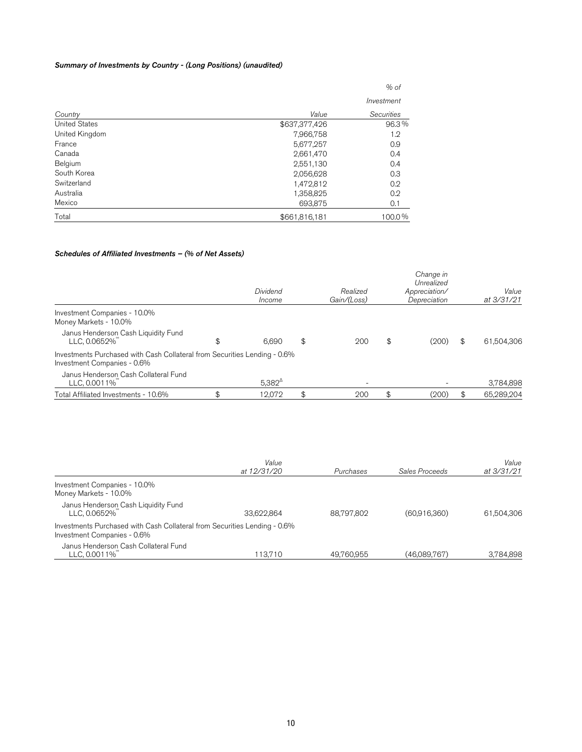### *Summary of Investments by Country - (Long Positions) (unaudited)*

| Country | Value | % of Investment Securities |
|---|---|---|
| United States | $637,377,426 | 96.3% |
| United Kingdom | 7,966,758 | 1.2 |
| France | 5,677,257 | 0.9 |
| Canada | 2,661,470 | 0.4 |
| Belgium | 2,551,130 | 0.4 |
| South Korea | 2,056,628 | 0.3 |
| Switzerland | 1,472,812 | 0.2 |
| Australia | 1,358,825 | 0.2 |
| Mexico | 693,875 | 0.1 |
| Total | $661,816,181 | 100.0% |

### *Schedules of Affiliated Investments – (% of Net Assets)*

| | Dividend Income | Realized Gain/(Loss) | Change in Unrealized Appreciation/ Depreciation | Value at 3/31/21 |
|---|---|---|---|---|
| Investment Companies - 10.0% | | | | |
| Money Markets - 10.0% | | | | |
| Janus Henderson Cash Liquidity Fund LLC, 0.0652%[ºº] | $ 6,690 | $ 200 | $ (200) | $ 61,504,306 |
| Investments Purchased with Cash Collateral from Securities Lending - 0.6% | | | | |
| Investment Companies - 0.6% | | | | |
| Janus Henderson Cash Collateral Fund LLC, 0.0011%[ºº] | 5,382[Δ] | - | - | 3,784,898 |
| Total Affiliated Investments - 10.6% | $ 12,072 | $ 200 | $ (200) | $ 65,289,204 |

| | Value at 12/31/20 | Purchases | Sales Proceeds | Value at 3/31/21 |
|---|---|---|---|---|
| Investment Companies - 10.0% | | | | |
| Money Markets - 10.0% | | | | |
| Janus Henderson Cash Liquidity Fund LLC, 0.0652%[ºº] | 33,622,864 | 88,797,802 | (60,916,360) | 61,504,306 |
| Investments Purchased with Cash Collateral from Securities Lending - 0.6% | | | | |
| Investment Companies - 0.6% | | | | |
| Janus Henderson Cash Collateral Fund LLC, 0.0011%[ºº] | 113,710 | 49,760,955 | (46,089,767) | 3,784,898 |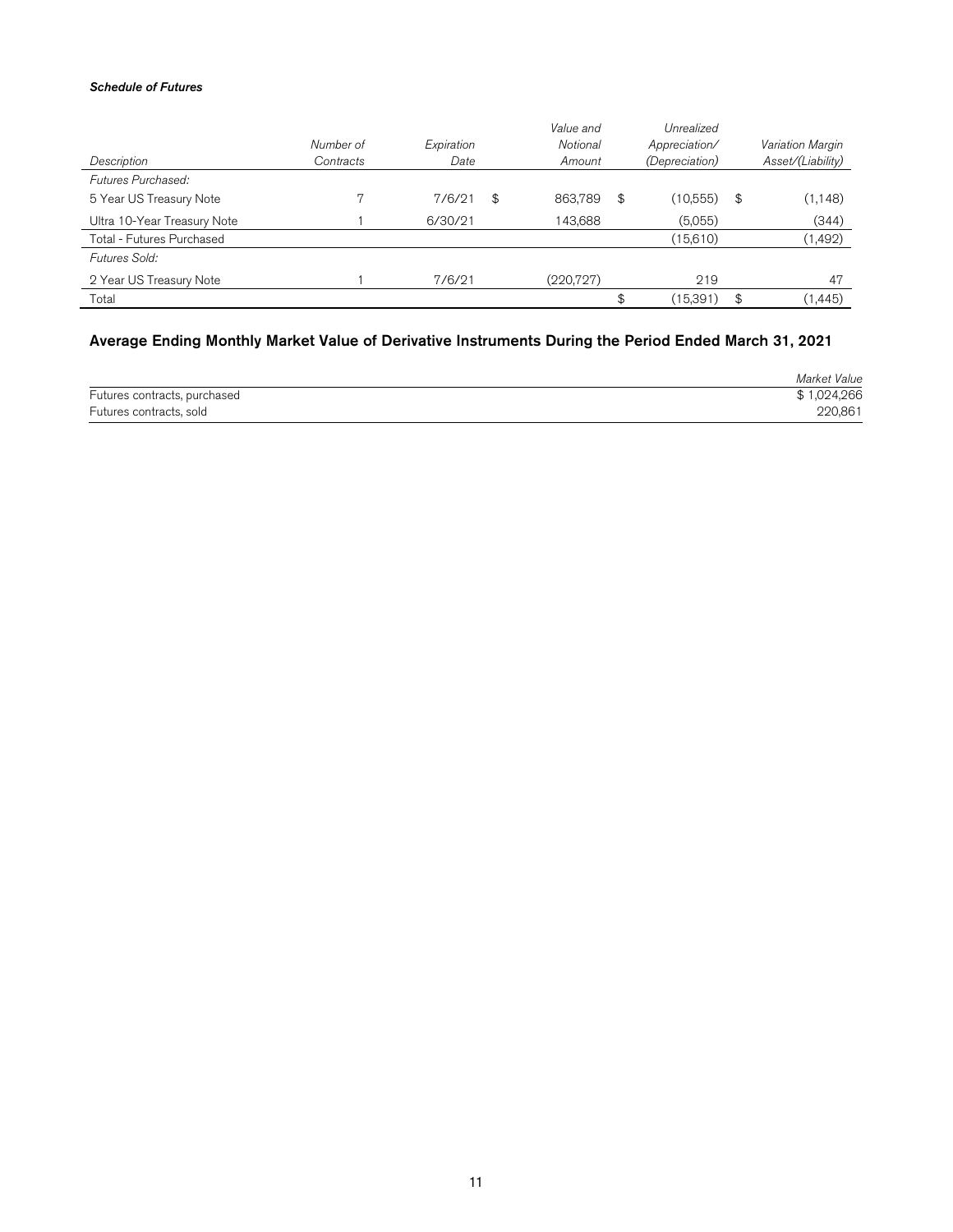***Schedule of Futures***

| *Description* | *Number of Contracts* | *Expiration Date* | *Value and Notional Amount* | *Unrealized Appreciation/ (Depreciation)* | *Variation Margin Asset/(Liability)* |
|---|---|---|---|---|---|
| *Futures Purchased:* | | | | | |
| 5 Year US Treasury Note | 7 | 7/6/21 | $ 863,789 | $ (10,555) | $ (1,148) |
| Ultra 10-Year Treasury Note | 1 | 6/30/21 | 143,688 | (5,055) | (344) |
| Total - Futures Purchased | | | | (15,610) | (1,492) |
| *Futures Sold:* | | | | | |
| 2 Year US Treasury Note | 1 | 7/6/21 | (220,727) | 219 | 47 |
| Total | | | | $ (15,391) | $ (1,445) |

## Average Ending Monthly Market Value of Derivative Instruments During the Period Ended March 31, 2021

| | *Market Value* |
|---|---|
| Futures contracts, purchased | $ 1,024,266 |
| Futures contracts, sold | 220,861 |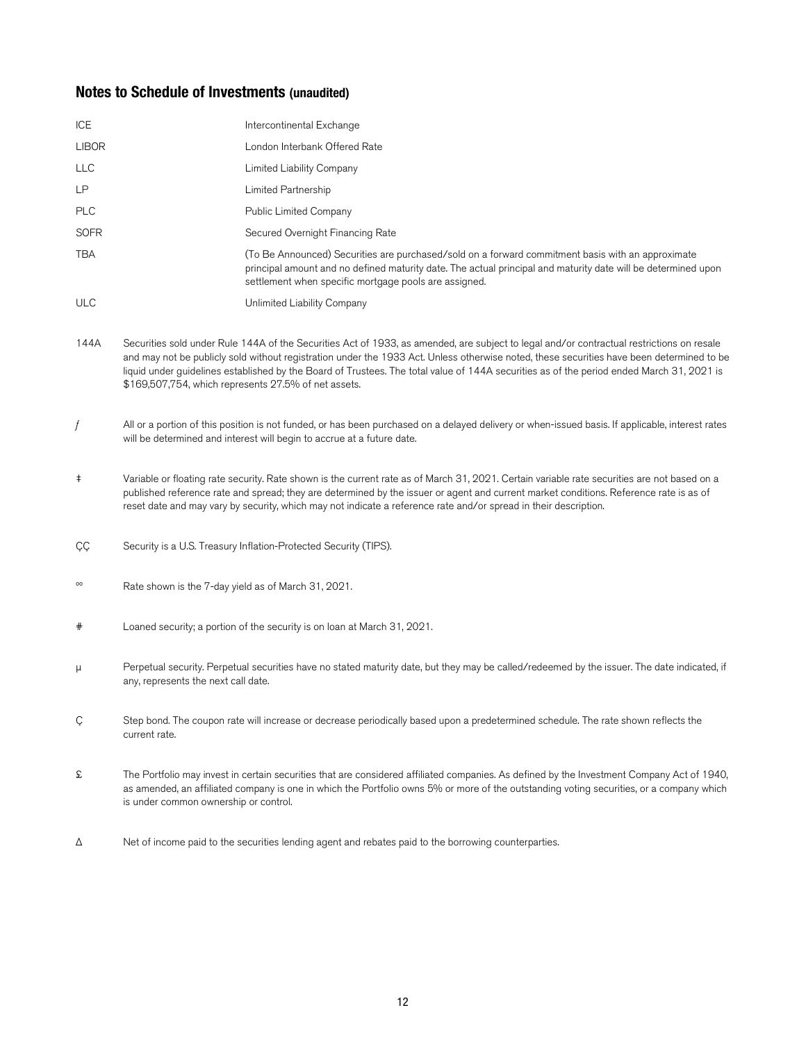## Notes to Schedule of Investments (unaudited)

| | |
|---|---|
| ICE | Intercontinental Exchange |
| LIBOR | London Interbank Offered Rate |
| LLC | Limited Liability Company |
| LP | Limited Partnership |
| PLC | Public Limited Company |
| SOFR | Secured Overnight Financing Rate |
| TBA | (To Be Announced) Securities are purchased/sold on a forward commitment basis with an approximate principal amount and no defined maturity date. The actual principal and maturity date will be determined upon settlement when specific mortgage pools are assigned. |
| ULC | Unlimited Liability Company |

144A Securities sold under Rule 144A of the Securities Act of 1933, as amended, are subject to legal and/or contractual restrictions on resale and may not be publicly sold without registration under the 1933 Act. Unless otherwise noted, these securities have been determined to be liquid under guidelines established by the Board of Trustees. The total value of 144A securities as of the period ended March 31, 2021 is $169,507,754, which represents 27.5% of net assets.

ƒ All or a portion of this position is not funded, or has been purchased on a delayed delivery or when-issued basis. If applicable, interest rates will be determined and interest will begin to accrue at a future date.

‡ Variable or floating rate security. Rate shown is the current rate as of March 31, 2021. Certain variable rate securities are not based on a published reference rate and spread; they are determined by the issuer or agent and current market conditions. Reference rate is as of reset date and may vary by security, which may not indicate a reference rate and/or spread in their description.

ÇÇ Security is a U.S. Treasury Inflation-Protected Security (TIPS).

°° Rate shown is the 7-day yield as of March 31, 2021.

# Loaned security; a portion of the security is on loan at March 31, 2021.

µ Perpetual security. Perpetual securities have no stated maturity date, but they may be called/redeemed by the issuer. The date indicated, if any, represents the next call date.

Ç Step bond. The coupon rate will increase or decrease periodically based upon a predetermined schedule. The rate shown reflects the current rate.

£ The Portfolio may invest in certain securities that are considered affiliated companies. As defined by the Investment Company Act of 1940, as amended, an affiliated company is one in which the Portfolio owns 5% or more of the outstanding voting securities, or a company which is under common ownership or control.

Δ Net of income paid to the securities lending agent and rebates paid to the borrowing counterparties.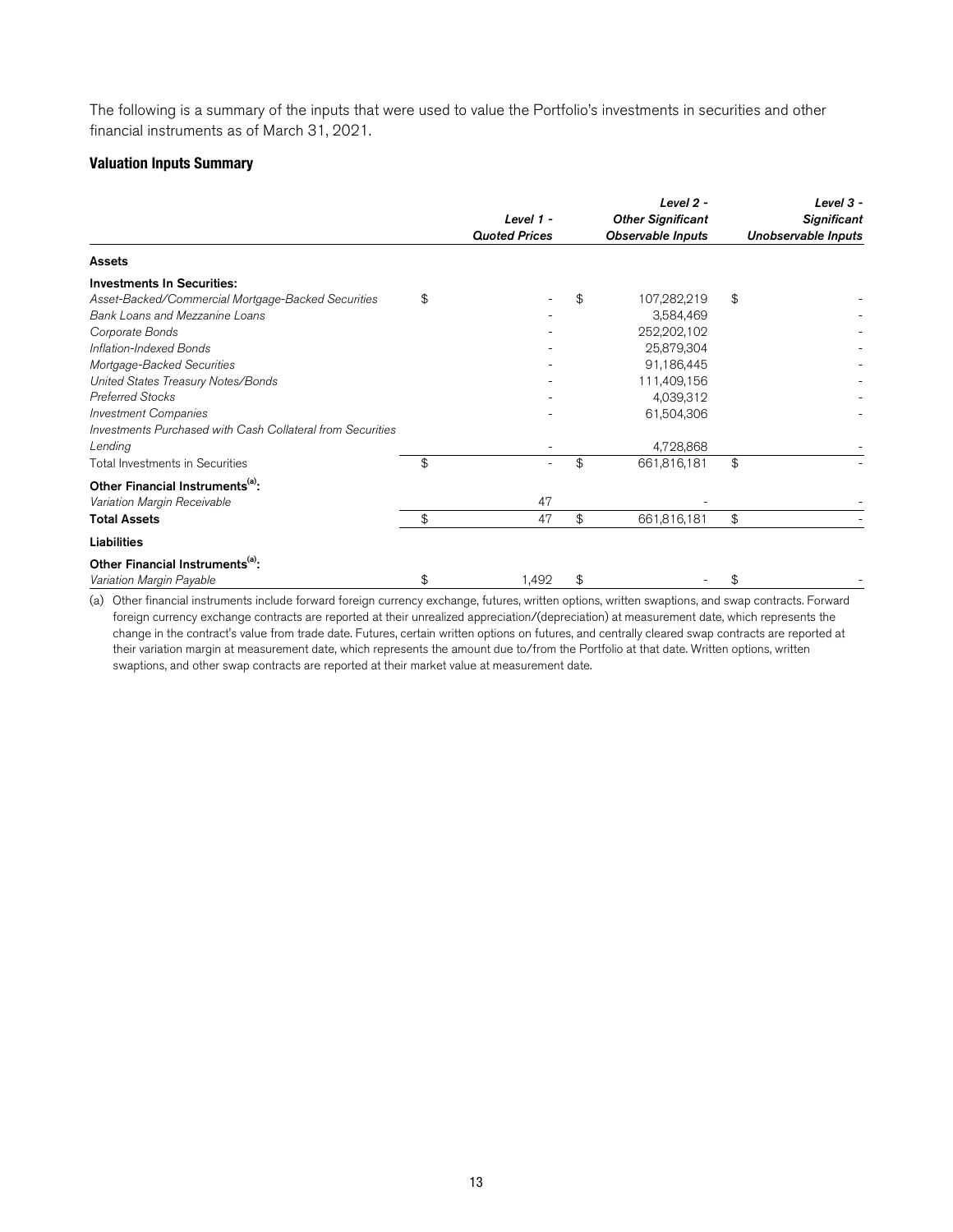The following is a summary of the inputs that were used to value the Portfolio's investments in securities and other financial instruments as of March 31, 2021.

### Valuation Inputs Summary

| | *Level 1 - Quoted Prices* | *Level 2 - Other Significant Observable Inputs* | *Level 3 - Significant Unobservable Inputs* |
|---|---|---|---|
| **Assets** | | | |
| **Investments In Securities:** | | | |
| *Asset-Backed/Commercial Mortgage-Backed Securities* | $ - | $ 107,282,219 | $ - |
| *Bank Loans and Mezzanine Loans* | - | 3,584,469 | - |
| *Corporate Bonds* | - | 252,202,102 | - |
| *Inflation-Indexed Bonds* | - | 25,879,304 | - |
| *Mortgage-Backed Securities* | - | 91,186,445 | - |
| *United States Treasury Notes/Bonds* | - | 111,409,156 | - |
| *Preferred Stocks* | - | 4,039,312 | - |
| *Investment Companies* | - | 61,504,306 | - |
| *Investments Purchased with Cash Collateral from Securities Lending* | - | 4,728,868 | - |
| Total Investments in Securities | $ - | $ 661,816,181 | $ - |
| **Other Financial Instruments[(a)]:** | | | |
| *Variation Margin Receivable* | 47 | - | - |
| **Total Assets** | $ 47 | $ 661,816,181 | $ - |
| **Liabilities** | | | |
| **Other Financial Instruments[(a)]:** | | | |
| *Variation Margin Payable* | $ 1,492 | $ - | $ - |

(a) Other financial instruments include forward foreign currency exchange, futures, written options, written swaptions, and swap contracts. Forward foreign currency exchange contracts are reported at their unrealized appreciation/(depreciation) at measurement date, which represents the change in the contract's value from trade date. Futures, certain written options on futures, and centrally cleared swap contracts are reported at their variation margin at measurement date, which represents the amount due to/from the Portfolio at that date. Written options, written swaptions, and other swap contracts are reported at their market value at measurement date.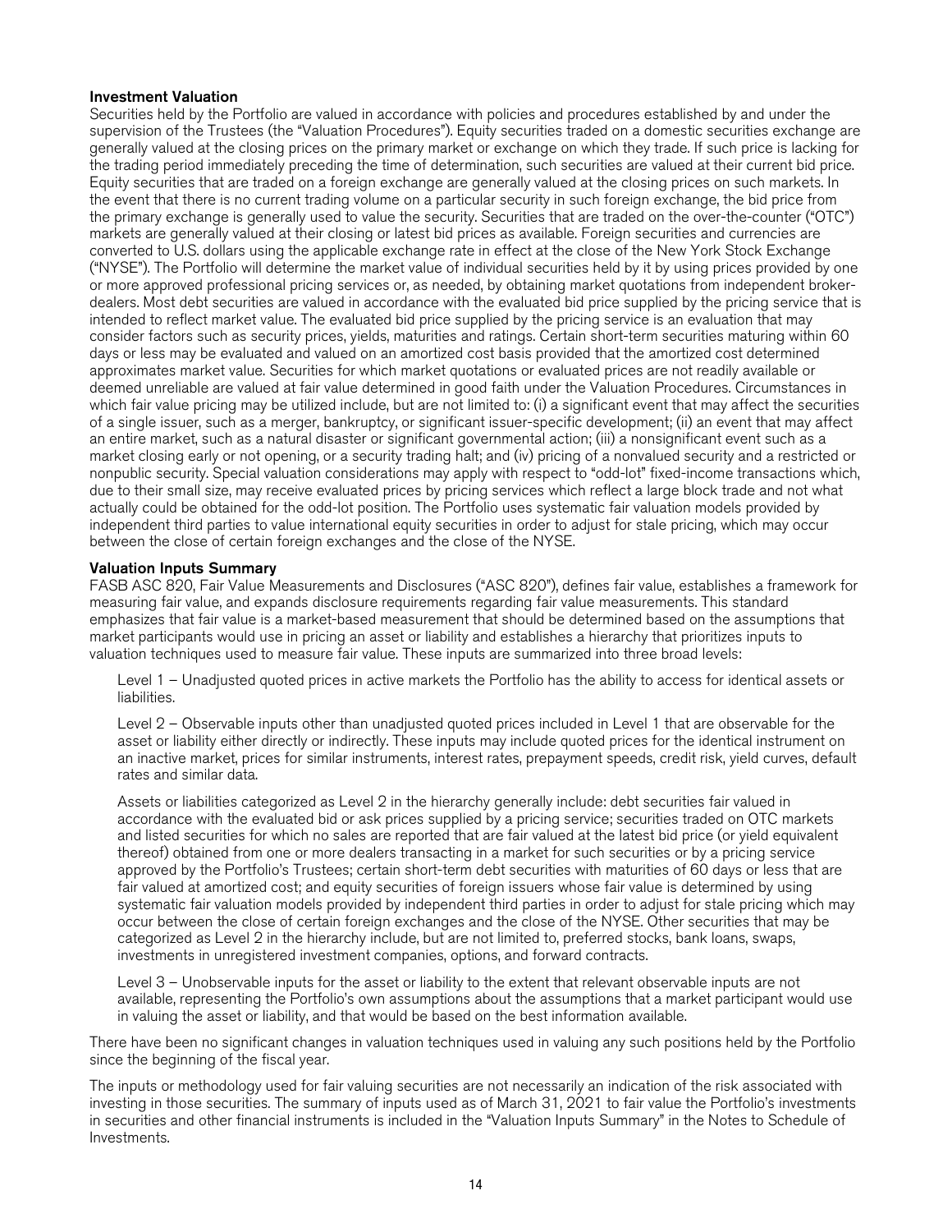**Investment Valuation**

Securities held by the Portfolio are valued in accordance with policies and procedures established by and under the supervision of the Trustees (the "Valuation Procedures"). Equity securities traded on a domestic securities exchange are generally valued at the closing prices on the primary market or exchange on which they trade. If such price is lacking for the trading period immediately preceding the time of determination, such securities are valued at their current bid price. Equity securities that are traded on a foreign exchange are generally valued at the closing prices on such markets. In the event that there is no current trading volume on a particular security in such foreign exchange, the bid price from the primary exchange is generally used to value the security. Securities that are traded on the over-the-counter ("OTC") markets are generally valued at their closing or latest bid prices as available. Foreign securities and currencies are converted to U.S. dollars using the applicable exchange rate in effect at the close of the New York Stock Exchange ("NYSE"). The Portfolio will determine the market value of individual securities held by it by using prices provided by one or more approved professional pricing services or, as needed, by obtaining market quotations from independent broker-dealers. Most debt securities are valued in accordance with the evaluated bid price supplied by the pricing service that is intended to reflect market value. The evaluated bid price supplied by the pricing service is an evaluation that may consider factors such as security prices, yields, maturities and ratings. Certain short-term securities maturing within 60 days or less may be evaluated and valued on an amortized cost basis provided that the amortized cost determined approximates market value. Securities for which market quotations or evaluated prices are not readily available or deemed unreliable are valued at fair value determined in good faith under the Valuation Procedures. Circumstances in which fair value pricing may be utilized include, but are not limited to: (i) a significant event that may affect the securities of a single issuer, such as a merger, bankruptcy, or significant issuer-specific development; (ii) an event that may affect an entire market, such as a natural disaster or significant governmental action; (iii) a nonsignificant event such as a market closing early or not opening, or a security trading halt; and (iv) pricing of a nonvalued security and a restricted or nonpublic security. Special valuation considerations may apply with respect to "odd-lot" fixed-income transactions which, due to their small size, may receive evaluated prices by pricing services which reflect a large block trade and not what actually could be obtained for the odd-lot position. The Portfolio uses systematic fair valuation models provided by independent third parties to value international equity securities in order to adjust for stale pricing, which may occur between the close of certain foreign exchanges and the close of the NYSE.

**Valuation Inputs Summary**

FASB ASC 820, Fair Value Measurements and Disclosures ("ASC 820"), defines fair value, establishes a framework for measuring fair value, and expands disclosure requirements regarding fair value measurements. This standard emphasizes that fair value is a market-based measurement that should be determined based on the assumptions that market participants would use in pricing an asset or liability and establishes a hierarchy that prioritizes inputs to valuation techniques used to measure fair value. These inputs are summarized into three broad levels:

Level 1 – Unadjusted quoted prices in active markets the Portfolio has the ability to access for identical assets or liabilities.

Level 2 – Observable inputs other than unadjusted quoted prices included in Level 1 that are observable for the asset or liability either directly or indirectly. These inputs may include quoted prices for the identical instrument on an inactive market, prices for similar instruments, interest rates, prepayment speeds, credit risk, yield curves, default rates and similar data.

Assets or liabilities categorized as Level 2 in the hierarchy generally include: debt securities fair valued in accordance with the evaluated bid or ask prices supplied by a pricing service; securities traded on OTC markets and listed securities for which no sales are reported that are fair valued at the latest bid price (or yield equivalent thereof) obtained from one or more dealers transacting in a market for such securities or by a pricing service approved by the Portfolio's Trustees; certain short-term debt securities with maturities of 60 days or less that are fair valued at amortized cost; and equity securities of foreign issuers whose fair value is determined by using systematic fair valuation models provided by independent third parties in order to adjust for stale pricing which may occur between the close of certain foreign exchanges and the close of the NYSE. Other securities that may be categorized as Level 2 in the hierarchy include, but are not limited to, preferred stocks, bank loans, swaps, investments in unregistered investment companies, options, and forward contracts.

Level 3 – Unobservable inputs for the asset or liability to the extent that relevant observable inputs are not available, representing the Portfolio's own assumptions about the assumptions that a market participant would use in valuing the asset or liability, and that would be based on the best information available.

There have been no significant changes in valuation techniques used in valuing any such positions held by the Portfolio since the beginning of the fiscal year.

The inputs or methodology used for fair valuing securities are not necessarily an indication of the risk associated with investing in those securities. The summary of inputs used as of March 31, 2021 to fair value the Portfolio's investments in securities and other financial instruments is included in the "Valuation Inputs Summary" in the Notes to Schedule of Investments.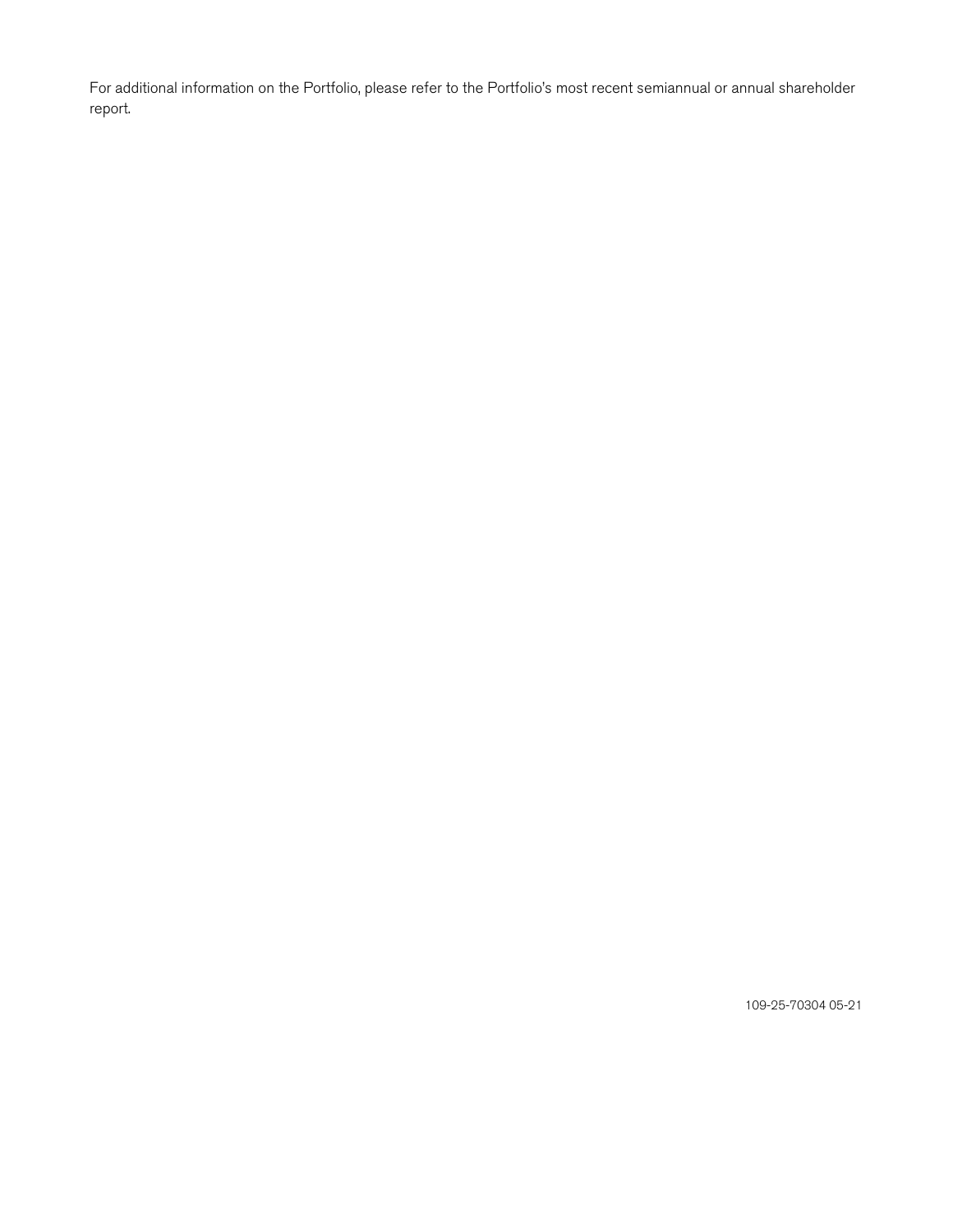For additional information on the Portfolio, please refer to the Portfolio's most recent semiannual or annual shareholder report.

109-25-70304 05-21